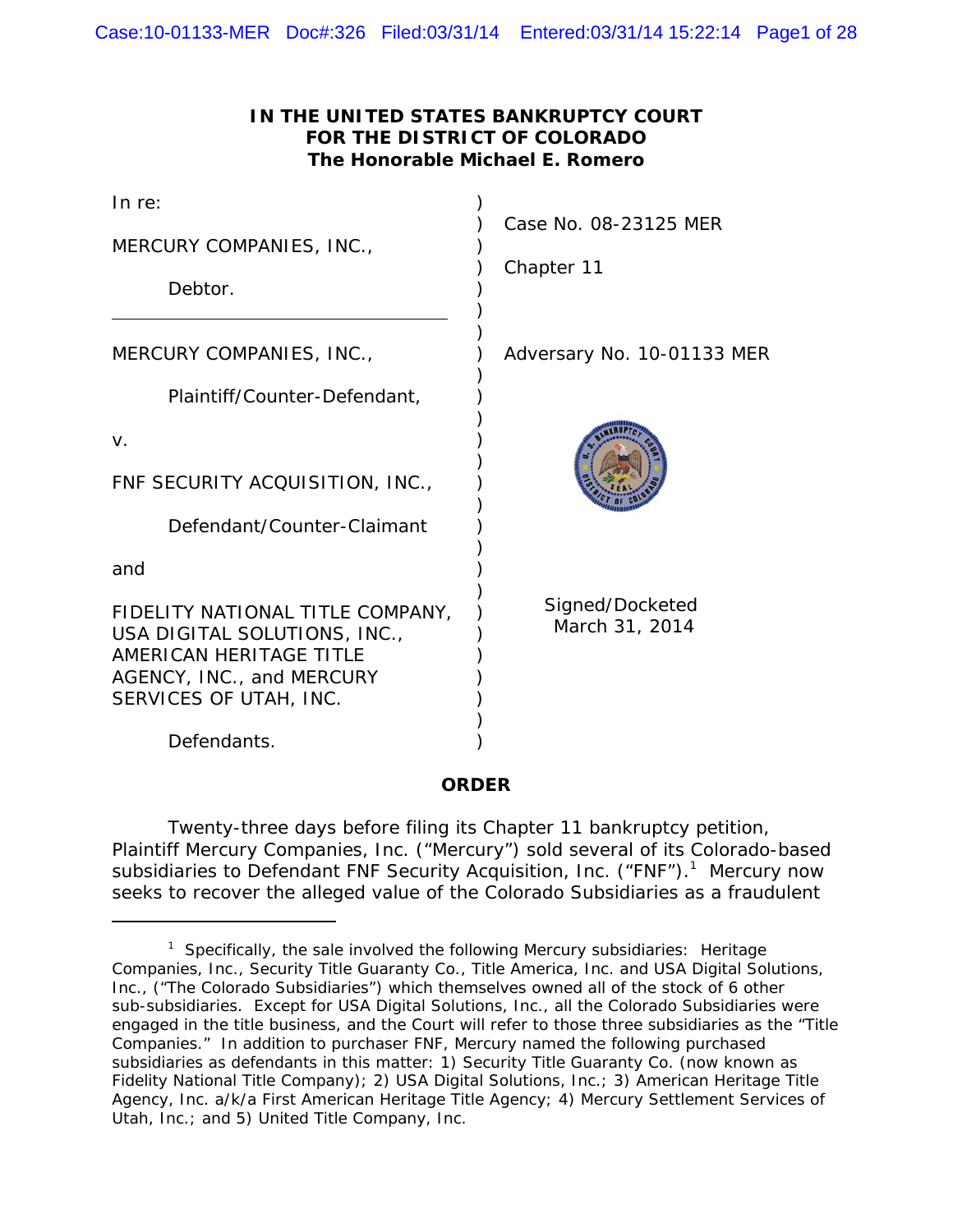**IN THE UNITED STATES BANKRUPTCY COURT**
**FOR THE DISTRICT OF COLORADO**
**The Honorable Michael E. Romero**

| | |
|---|---|
| In re: | |
| MERCURY COMPANIES, INC., | Case No. 08-23125 MER |
| Debtor. | Chapter 11 |
| MERCURY COMPANIES, INC., | Adversary No. 10-01133 MER |
| Plaintiff/Counter-Defendant, | |
| v. | |
| FNF SECURITY ACQUISITION, INC., | |
| Defendant/Counter-Claimant | |
| and | |
| FIDELITY NATIONAL TITLE COMPANY, USA DIGITAL SOLUTIONS, INC., AMERICAN HERITAGE TITLE AGENCY, INC., and MERCURY SERVICES OF UTAH, INC. | Signed/Docketed March 31, 2014 |
| Defendants. | |

**ORDER**

Twenty-three days before filing its Chapter 11 bankruptcy petition, Plaintiff Mercury Companies, Inc. ("Mercury") sold several of its Colorado-based subsidiaries to Defendant FNF Security Acquisition, Inc. ("FNF").[1] Mercury now seeks to recover the alleged value of the Colorado Subsidiaries as a fraudulent

---

[1] Specifically, the sale involved the following Mercury subsidiaries: Heritage Companies, Inc., Security Title Guaranty Co., Title America, Inc. and USA Digital Solutions, Inc., ("The Colorado Subsidiaries") which themselves owned all of the stock of 6 other sub-subsidiaries. Except for USA Digital Solutions, Inc., all the Colorado Subsidiaries were engaged in the title business, and the Court will refer to those three subsidiaries as the "Title Companies." In addition to purchaser FNF, Mercury named the following purchased subsidiaries as defendants in this matter: 1) Security Title Guaranty Co. (now known as Fidelity National Title Company); 2) USA Digital Solutions, Inc.; 3) American Heritage Title Agency, Inc. a/k/a First American Heritage Title Agency; 4) Mercury Settlement Services of Utah, Inc.; and 5) United Title Company, Inc.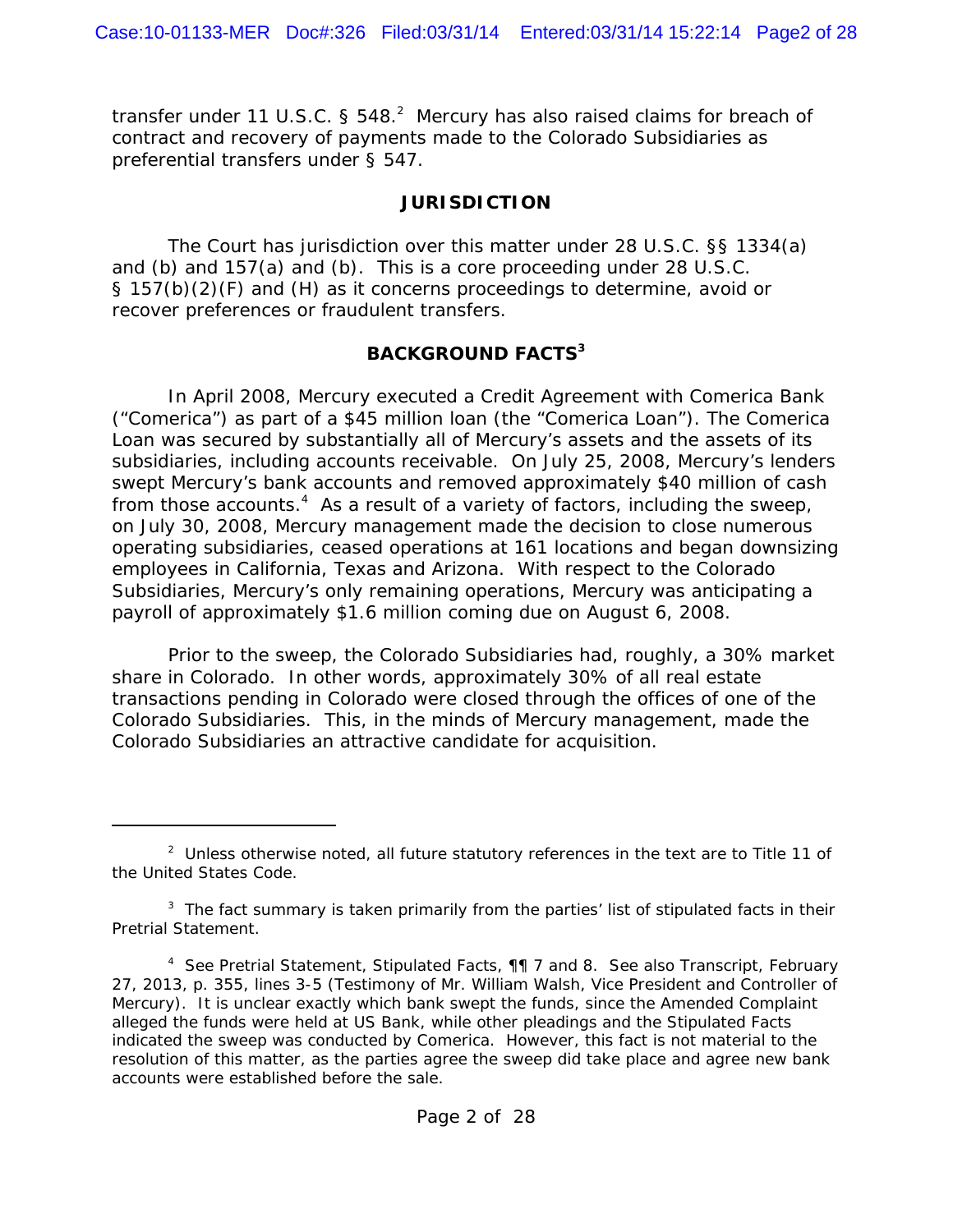transfer under 11 U.S.C. § 548.[2] Mercury has also raised claims for breach of contract and recovery of payments made to the Colorado Subsidiaries as preferential transfers under § 547.

## JURISDICTION

The Court has jurisdiction over this matter under 28 U.S.C. §§ 1334(a) and (b) and 157(a) and (b). This is a core proceeding under 28 U.S.C. § 157(b)(2)(F) and (H) as it concerns proceedings to determine, avoid or recover preferences or fraudulent transfers.

## BACKGROUND FACTS[3]

In April 2008, Mercury executed a Credit Agreement with Comerica Bank ("Comerica") as part of a $45 million loan (the "Comerica Loan"). The Comerica Loan was secured by substantially all of Mercury's assets and the assets of its subsidiaries, including accounts receivable. On July 25, 2008, Mercury's lenders swept Mercury's bank accounts and removed approximately $40 million of cash from those accounts.[4] As a result of a variety of factors, including the sweep, on July 30, 2008, Mercury management made the decision to close numerous operating subsidiaries, ceased operations at 161 locations and began downsizing employees in California, Texas and Arizona. With respect to the Colorado Subsidiaries, Mercury's only remaining operations, Mercury was anticipating a payroll of approximately $1.6 million coming due on August 6, 2008.

Prior to the sweep, the Colorado Subsidiaries had, roughly, a 30% market share in Colorado. In other words, approximately 30% of all real estate transactions pending in Colorado were closed through the offices of one of the Colorado Subsidiaries. This, in the minds of Mercury management, made the Colorado Subsidiaries an attractive candidate for acquisition.

---

[2] Unless otherwise noted, all future statutory references in the text are to Title 11 of the United States Code.

[3] The fact summary is taken primarily from the parties' list of stipulated facts in their Pretrial Statement.

[4] See Pretrial Statement, Stipulated Facts, ¶¶ 7 and 8. See also Transcript, February 27, 2013, p. 355, lines 3-5 (Testimony of Mr. William Walsh, Vice President and Controller of Mercury). It is unclear exactly which bank swept the funds, since the Amended Complaint alleged the funds were held at US Bank, while other pleadings and the Stipulated Facts indicated the sweep was conducted by Comerica. However, this fact is not material to the resolution of this matter, as the parties agree the sweep did take place and agree new bank accounts were established before the sale.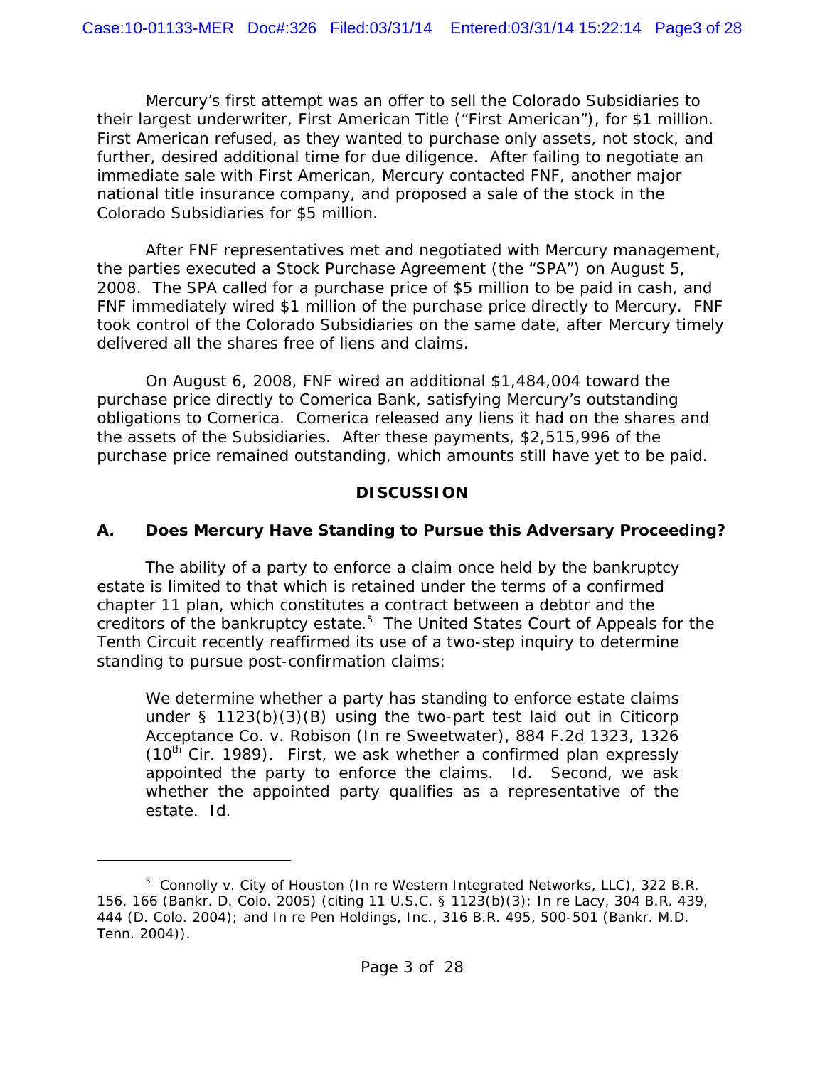Mercury's first attempt was an offer to sell the Colorado Subsidiaries to their largest underwriter, First American Title ("First American"), for $1 million. First American refused, as they wanted to purchase only assets, not stock, and further, desired additional time for due diligence. After failing to negotiate an immediate sale with First American, Mercury contacted FNF, another major national title insurance company, and proposed a sale of the stock in the Colorado Subsidiaries for $5 million.

After FNF representatives met and negotiated with Mercury management, the parties executed a Stock Purchase Agreement (the "SPA") on August 5, 2008. The SPA called for a purchase price of $5 million to be paid in cash, and FNF immediately wired $1 million of the purchase price directly to Mercury. FNF took control of the Colorado Subsidiaries on the same date, after Mercury timely delivered all the shares free of liens and claims.

On August 6, 2008, FNF wired an additional $1,484,004 toward the purchase price directly to Comerica Bank, satisfying Mercury's outstanding obligations to Comerica. Comerica released any liens it had on the shares and the assets of the Subsidiaries. After these payments, $2,515,996 of the purchase price remained outstanding, which amounts still have yet to be paid.

## DISCUSSION

### A. Does Mercury Have Standing to Pursue this Adversary Proceeding?

The ability of a party to enforce a claim once held by the bankruptcy estate is limited to that which is retained under the terms of a confirmed chapter 11 plan, which constitutes a contract between a debtor and the creditors of the bankruptcy estate.[5] The United States Court of Appeals for the Tenth Circuit recently reaffirmed its use of a two-step inquiry to determine standing to pursue post-confirmation claims:

> We determine whether a party has standing to enforce estate claims under § 1123(b)(3)(B) using the two-part test laid out in Citicorp Acceptance Co. v. Robison (In re Sweetwater), 884 F.2d 1323, 1326 (10th Cir. 1989). First, we ask whether a confirmed plan expressly appointed the party to enforce the claims. Id. Second, we ask whether the appointed party qualifies as a representative of the estate. Id.

---

[5] Connolly v. City of Houston (In re Western Integrated Networks, LLC), 322 B.R. 156, 166 (Bankr. D. Colo. 2005) (citing 11 U.S.C. § 1123(b)(3); In re Lacy, 304 B.R. 439, 444 (D. Colo. 2004); and In re Pen Holdings, Inc., 316 B.R. 495, 500-501 (Bankr. M.D. Tenn. 2004)).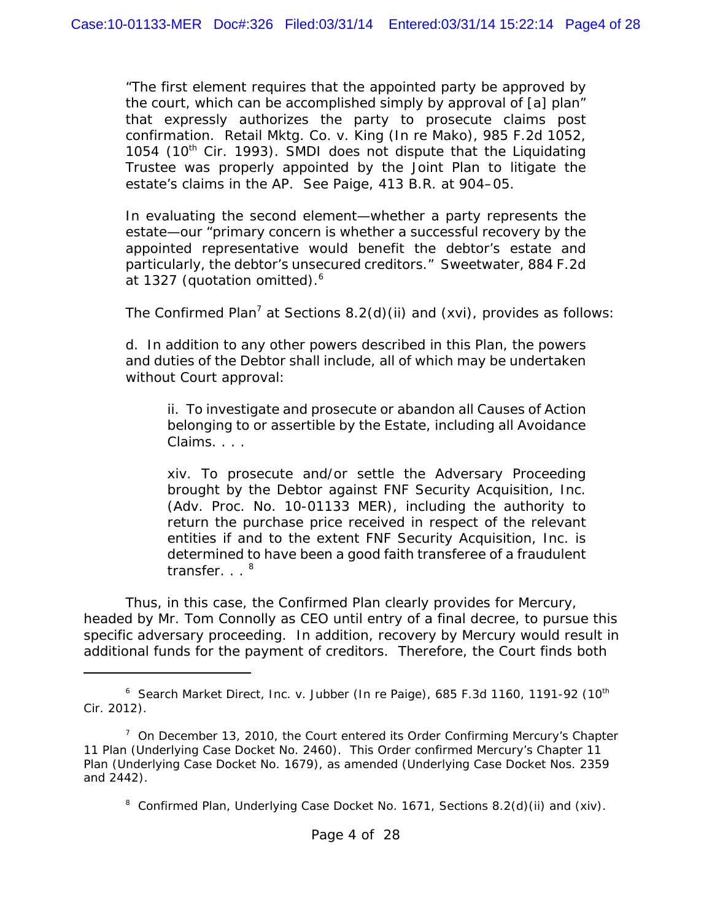"The first element requires that the appointed party be approved by the court, which can be accomplished simply by approval of [a] plan" that expressly authorizes the party to prosecute claims post confirmation. Retail Mktg. Co. v. King (In re Mako), 985 F.2d 1052, 1054 (10th Cir. 1993). SMDI does not dispute that the Liquidating Trustee was properly appointed by the Joint Plan to litigate the estate's claims in the AP. See Paige, 413 B.R. at 904–05.

In evaluating the second element—whether a party represents the estate—our "primary concern is whether a successful recovery by the appointed representative would benefit the debtor's estate and particularly, the debtor's unsecured creditors." Sweetwater, 884 F.2d at 1327 (quotation omitted).[6]

The Confirmed Plan[7] at Sections 8.2(d)(ii) and (xvi), provides as follows:

d. In addition to any other powers described in this Plan, the powers and duties of the Debtor shall include, all of which may be undertaken without Court approval:

> ii. To investigate and prosecute or abandon all Causes of Action belonging to or assertible by the Estate, including all Avoidance Claims. . . .
>
> xiv. To prosecute and/or settle the Adversary Proceeding brought by the Debtor against FNF Security Acquisition, Inc. (Adv. Proc. No. 10-01133 MER), including the authority to return the purchase price received in respect of the relevant entities if and to the extent FNF Security Acquisition, Inc. is determined to have been a good faith transferee of a fraudulent transfer. . . [8]

Thus, in this case, the Confirmed Plan clearly provides for Mercury, headed by Mr. Tom Connolly as CEO until entry of a final decree, to pursue this specific adversary proceeding. In addition, recovery by Mercury would result in additional funds for the payment of creditors. Therefore, the Court finds both

---

[6] Search Market Direct, Inc. v. Jubber (In re Paige), 685 F.3d 1160, 1191-92 (10th Cir. 2012).

[7] On December 13, 2010, the Court entered its Order Confirming Mercury's Chapter 11 Plan (Underlying Case Docket No. 2460). This Order confirmed Mercury's Chapter 11 Plan (Underlying Case Docket No. 1679), as amended (Underlying Case Docket Nos. 2359 and 2442).

[8] Confirmed Plan, Underlying Case Docket No. 1671, Sections 8.2(d)(ii) and (xiv).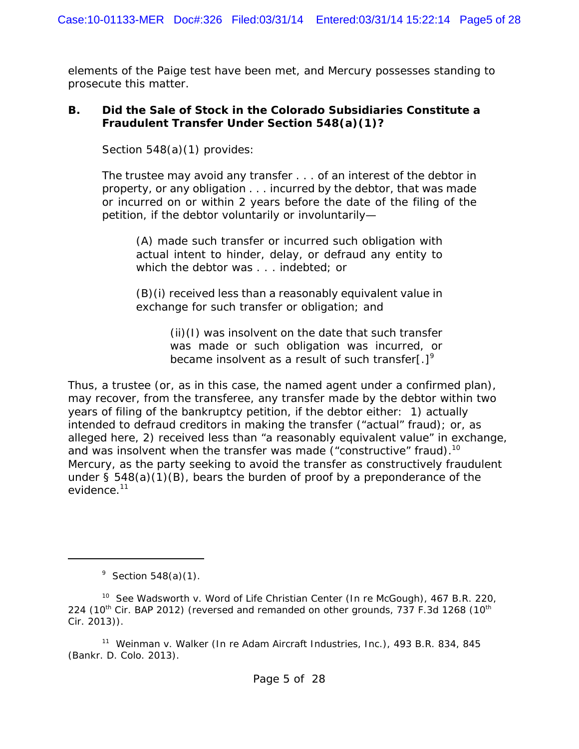elements of the Paige test have been met, and Mercury possesses standing to prosecute this matter.

**B. Did the Sale of Stock in the Colorado Subsidiaries Constitute a Fraudulent Transfer Under Section 548(a)(1)?**

Section 548(a)(1) provides:

> The trustee may avoid any transfer . . . of an interest of the debtor in property, or any obligation . . . incurred by the debtor, that was made or incurred on or within 2 years before the date of the filing of the petition, if the debtor voluntarily or involuntarily—
>
> > (A) made such transfer or incurred such obligation with actual intent to hinder, delay, or defraud any entity to which the debtor was . . . indebted; or
> >
> > (B)(i) received less than a reasonably equivalent value in exchange for such transfer or obligation; and
> >
> > > (ii)(I) was insolvent on the date that such transfer was made or such obligation was incurred, or became insolvent as a result of such transfer[.][9]

Thus, a trustee (or, as in this case, the named agent under a confirmed plan), may recover, from the transferee, any transfer made by the debtor within two years of filing of the bankruptcy petition, if the debtor either: 1) actually intended to defraud creditors in making the transfer ("actual" fraud); or, as alleged here, 2) received less than "a reasonably equivalent value" in exchange, and was insolvent when the transfer was made ("constructive" fraud).[10] Mercury, as the party seeking to avoid the transfer as constructively fraudulent under § 548(a)(1)(B), bears the burden of proof by a preponderance of the evidence.[11]

---

[9] Section 548(a)(1).

[10] See Wadsworth v. Word of Life Christian Center (In re McGough), 467 B.R. 220, 224 (10th Cir. BAP 2012) (reversed and remanded on other grounds, 737 F.3d 1268 (10th Cir. 2013)).

[11] Weinman v. Walker (In re Adam Aircraft Industries, Inc.), 493 B.R. 834, 845 (Bankr. D. Colo. 2013).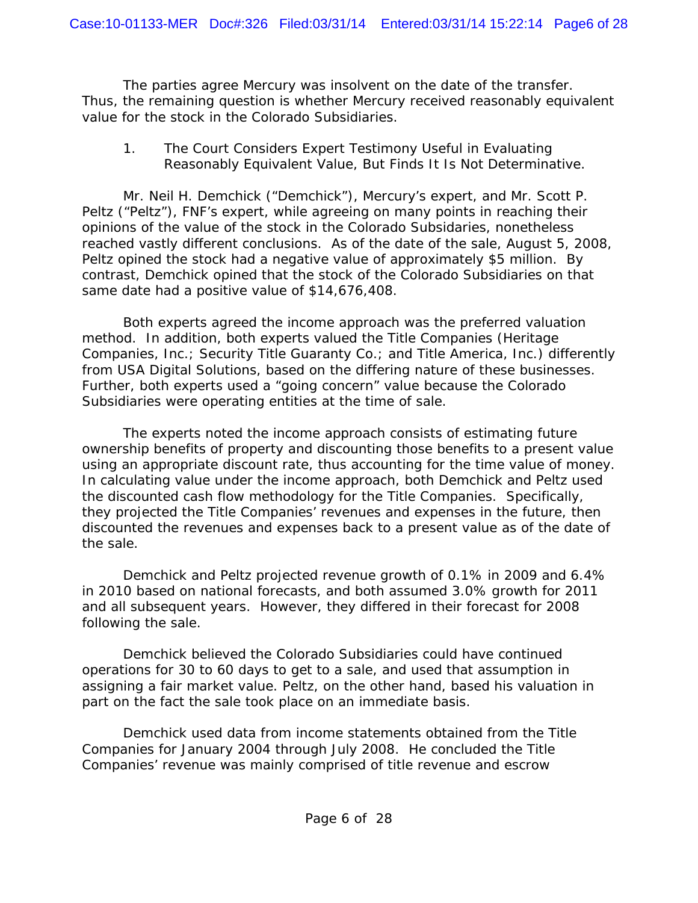The parties agree Mercury was insolvent on the date of the transfer. Thus, the remaining question is whether Mercury received reasonably equivalent value for the stock in the Colorado Subsidiaries.

1. The Court Considers Expert Testimony Useful in Evaluating Reasonably Equivalent Value, But Finds It Is Not Determinative.

Mr. Neil H. Demchick ("Demchick"), Mercury's expert, and Mr. Scott P. Peltz ("Peltz"), FNF's expert, while agreeing on many points in reaching their opinions of the value of the stock in the Colorado Subsidaries, nonetheless reached vastly different conclusions. As of the date of the sale, August 5, 2008, Peltz opined the stock had a negative value of approximately $5 million. By contrast, Demchick opined that the stock of the Colorado Subsidiaries on that same date had a positive value of $14,676,408.

Both experts agreed the income approach was the preferred valuation method. In addition, both experts valued the Title Companies (Heritage Companies, Inc.; Security Title Guaranty Co.; and Title America, Inc.) differently from USA Digital Solutions, based on the differing nature of these businesses. Further, both experts used a "going concern" value because the Colorado Subsidiaries were operating entities at the time of sale.

The experts noted the income approach consists of estimating future ownership benefits of property and discounting those benefits to a present value using an appropriate discount rate, thus accounting for the time value of money. In calculating value under the income approach, both Demchick and Peltz used the discounted cash flow methodology for the Title Companies. Specifically, they projected the Title Companies' revenues and expenses in the future, then discounted the revenues and expenses back to a present value as of the date of the sale.

Demchick and Peltz projected revenue growth of 0.1% in 2009 and 6.4% in 2010 based on national forecasts, and both assumed 3.0% growth for 2011 and all subsequent years. However, they differed in their forecast for 2008 following the sale.

Demchick believed the Colorado Subsidiaries could have continued operations for 30 to 60 days to get to a sale, and used that assumption in assigning a fair market value. Peltz, on the other hand, based his valuation in part on the fact the sale took place on an immediate basis.

Demchick used data from income statements obtained from the Title Companies for January 2004 through July 2008. He concluded the Title Companies' revenue was mainly comprised of title revenue and escrow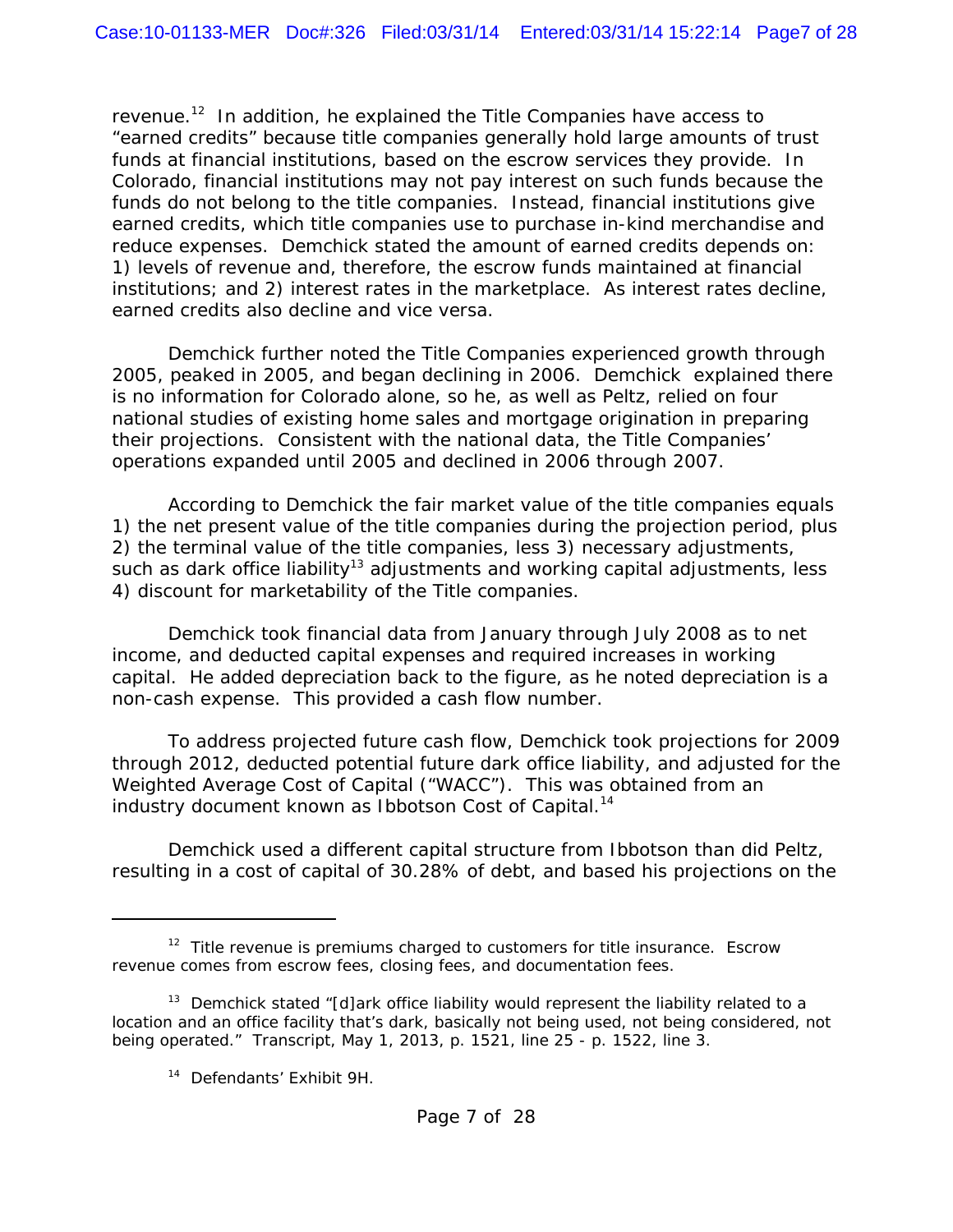revenue.[12] In addition, he explained the Title Companies have access to "earned credits" because title companies generally hold large amounts of trust funds at financial institutions, based on the escrow services they provide. In Colorado, financial institutions may not pay interest on such funds because the funds do not belong to the title companies. Instead, financial institutions give earned credits, which title companies use to purchase in-kind merchandise and reduce expenses. Demchick stated the amount of earned credits depends on: 1) levels of revenue and, therefore, the escrow funds maintained at financial institutions; and 2) interest rates in the marketplace. As interest rates decline, earned credits also decline and vice versa.

Demchick further noted the Title Companies experienced growth through 2005, peaked in 2005, and began declining in 2006. Demchick explained there is no information for Colorado alone, so he, as well as Peltz, relied on four national studies of existing home sales and mortgage origination in preparing their projections. Consistent with the national data, the Title Companies' operations expanded until 2005 and declined in 2006 through 2007.

According to Demchick the fair market value of the title companies equals 1) the net present value of the title companies during the projection period, plus 2) the terminal value of the title companies, less 3) necessary adjustments, such as dark office liability[13] adjustments and working capital adjustments, less 4) discount for marketability of the Title companies.

Demchick took financial data from January through July 2008 as to net income, and deducted capital expenses and required increases in working capital. He added depreciation back to the figure, as he noted depreciation is a non-cash expense. This provided a cash flow number.

To address projected future cash flow, Demchick took projections for 2009 through 2012, deducted potential future dark office liability, and adjusted for the Weighted Average Cost of Capital ("WACC"). This was obtained from an industry document known as Ibbotson Cost of Capital.[14]

Demchick used a different capital structure from Ibbotson than did Peltz, resulting in a cost of capital of 30.28% of debt, and based his projections on the

---

[12] Title revenue is premiums charged to customers for title insurance. Escrow revenue comes from escrow fees, closing fees, and documentation fees.

[13] Demchick stated "[d]ark office liability would represent the liability related to a location and an office facility that's dark, basically not being used, not being considered, not being operated." Transcript, May 1, 2013, p. 1521, line 25 - p. 1522, line 3.

[14] Defendants' Exhibit 9H.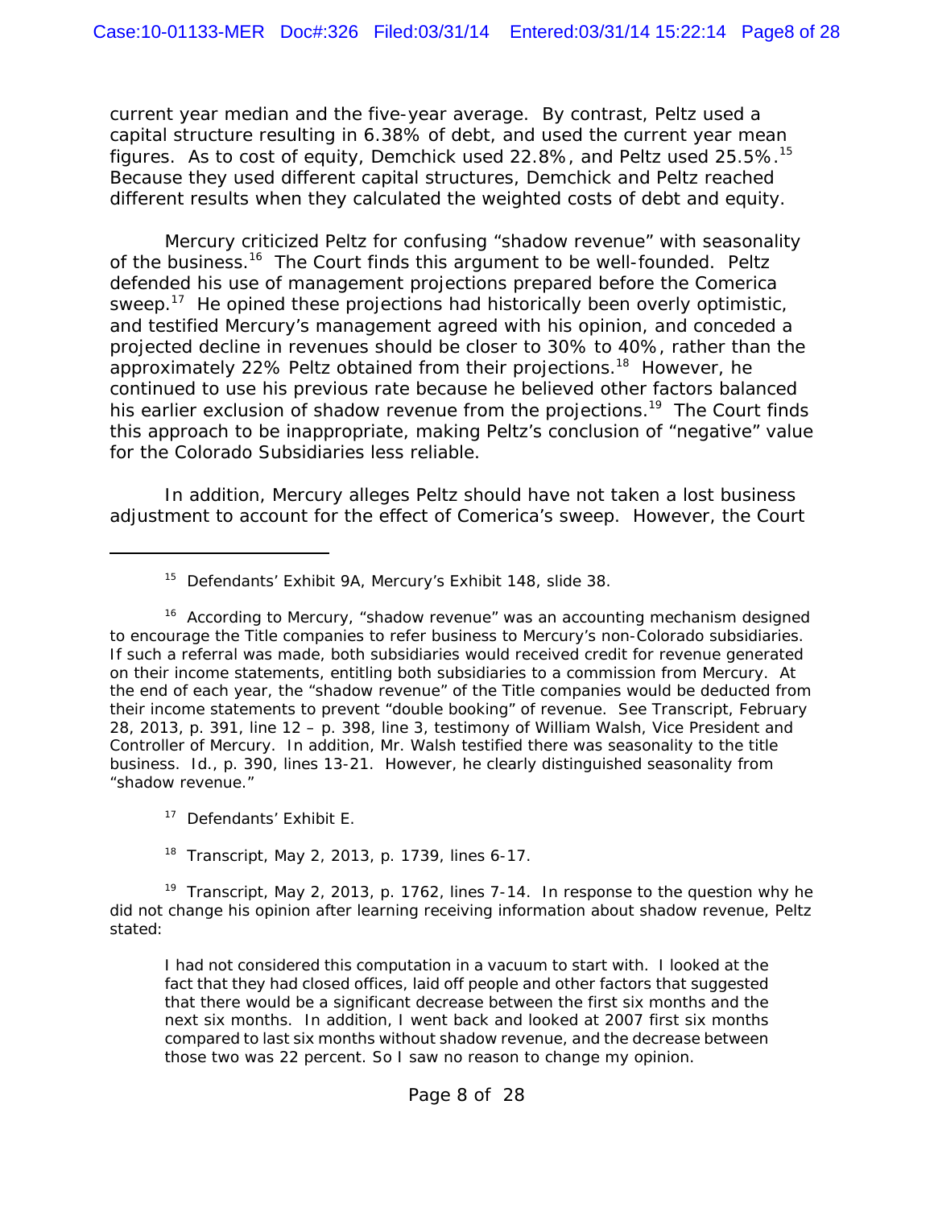current year median and the five-year average. By contrast, Peltz used a capital structure resulting in 6.38% of debt, and used the current year mean figures. As to cost of equity, Demchick used 22.8%, and Peltz used 25.5%.[15] Because they used different capital structures, Demchick and Peltz reached different results when they calculated the weighted costs of debt and equity.

Mercury criticized Peltz for confusing "shadow revenue" with seasonality of the business.[16] The Court finds this argument to be well-founded. Peltz defended his use of management projections prepared before the Comerica sweep.[17] He opined these projections had historically been overly optimistic, and testified Mercury's management agreed with his opinion, and conceded a projected decline in revenues should be closer to 30% to 40%, rather than the approximately 22% Peltz obtained from their projections.[18] However, he continued to use his previous rate because he believed other factors balanced his earlier exclusion of shadow revenue from the projections.[19] The Court finds this approach to be inappropriate, making Peltz's conclusion of "negative" value for the Colorado Subsidiaries less reliable.

In addition, Mercury alleges Peltz should have not taken a lost business adjustment to account for the effect of Comerica's sweep. However, the Court

---

[15] Defendants' Exhibit 9A, Mercury's Exhibit 148, slide 38.

[16] According to Mercury, "shadow revenue" was an accounting mechanism designed to encourage the Title companies to refer business to Mercury's non-Colorado subsidiaries. If such a referral was made, both subsidiaries would received credit for revenue generated on their income statements, entitling both subsidiaries to a commission from Mercury. At the end of each year, the "shadow revenue" of the Title companies would be deducted from their income statements to prevent "double booking" of revenue. See Transcript, February 28, 2013, p. 391, line 12 – p. 398, line 3, testimony of William Walsh, Vice President and Controller of Mercury. In addition, Mr. Walsh testified there was seasonality to the title business. *Id.*, p. 390, lines 13-21. However, he clearly distinguished seasonality from "shadow revenue."

[17] Defendants' Exhibit E.

[18] Transcript, May 2, 2013, p. 1739, lines 6-17.

[19] Transcript, May 2, 2013, p. 1762, lines 7-14. In response to the question why he did not change his opinion after learning receiving information about shadow revenue, Peltz stated:

> I had not considered this computation in a vacuum to start with. I looked at the fact that they had closed offices, laid off people and other factors that suggested that there would be a significant decrease between the first six months and the next six months. In addition, I went back and looked at 2007 first six months compared to last six months without shadow revenue, and the decrease between those two was 22 percent. So I saw no reason to change my opinion.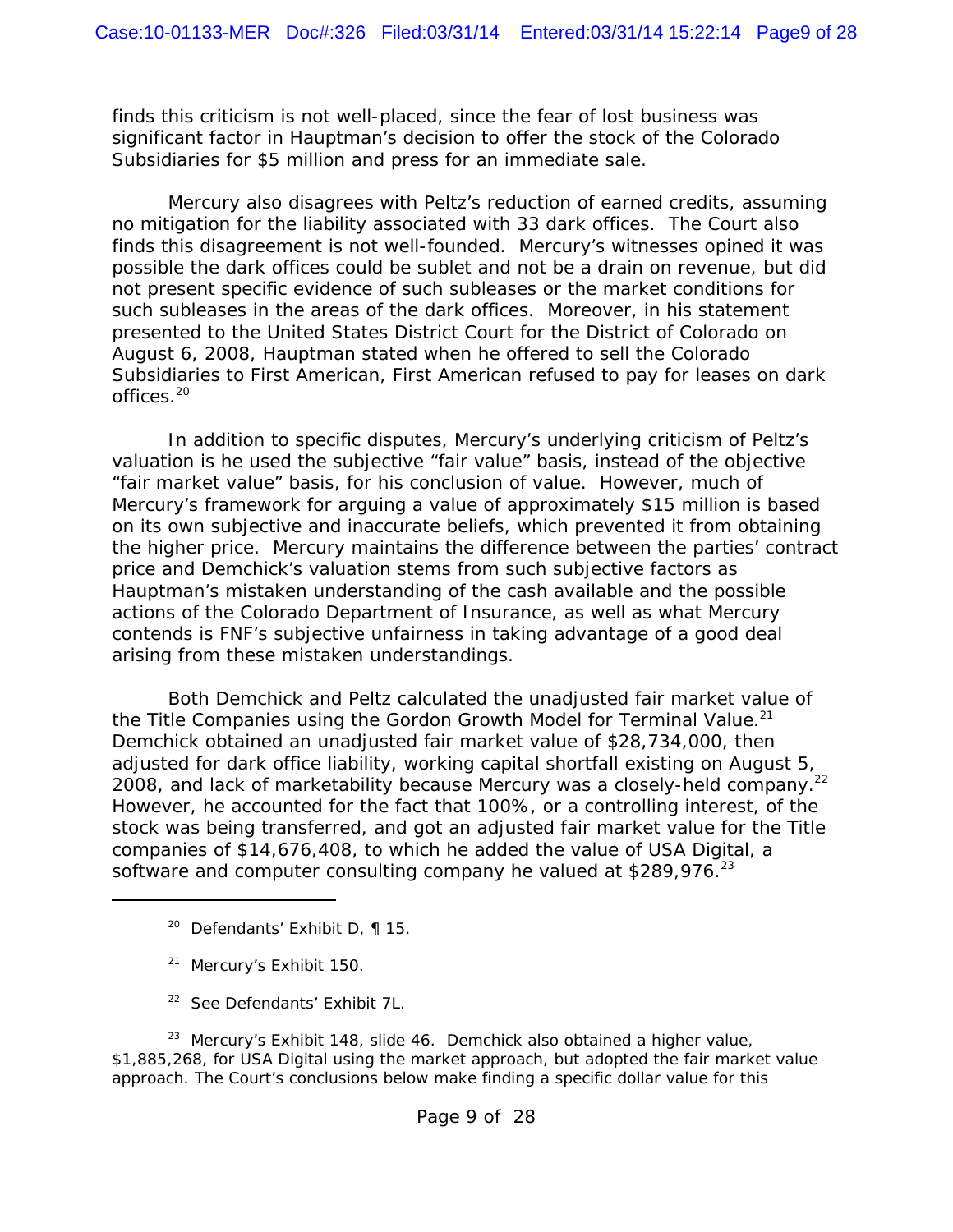finds this criticism is not well-placed, since the fear of lost business was significant factor in Hauptman's decision to offer the stock of the Colorado Subsidiaries for $5 million and press for an immediate sale.

Mercury also disagrees with Peltz's reduction of earned credits, assuming no mitigation for the liability associated with 33 dark offices. The Court also finds this disagreement is not well-founded. Mercury's witnesses opined it was possible the dark offices could be sublet and not be a drain on revenue, but did not present specific evidence of such subleases or the market conditions for such subleases in the areas of the dark offices. Moreover, in his statement presented to the United States District Court for the District of Colorado on August 6, 2008, Hauptman stated when he offered to sell the Colorado Subsidiaries to First American, First American refused to pay for leases on dark offices.[20]

In addition to specific disputes, Mercury's underlying criticism of Peltz's valuation is he used the subjective "fair value" basis, instead of the objective "fair market value" basis, for his conclusion of value. However, much of Mercury's framework for arguing a value of approximately $15 million is based on its own subjective and inaccurate beliefs, which prevented it from obtaining the higher price. Mercury maintains the difference between the parties' contract price and Demchick's valuation stems from such subjective factors as Hauptman's mistaken understanding of the cash available and the possible actions of the Colorado Department of Insurance, as well as what Mercury contends is FNF's subjective unfairness in taking advantage of a good deal arising from these mistaken understandings.

Both Demchick and Peltz calculated the unadjusted fair market value of the Title Companies using the Gordon Growth Model for Terminal Value.[21] Demchick obtained an unadjusted fair market value of $28,734,000, then adjusted for dark office liability, working capital shortfall existing on August 5, 2008, and lack of marketability because Mercury was a closely-held company.[22] However, he accounted for the fact that 100%, or a controlling interest, of the stock was being transferred, and got an adjusted fair market value for the Title companies of $14,676,408, to which he added the value of USA Digital, a software and computer consulting company he valued at $289,976.[23]

---

[20] Defendants' Exhibit D, ¶ 15.

[21] Mercury's Exhibit 150.

[22] *See* Defendants' Exhibit 7L.

[23] Mercury's Exhibit 148, slide 46. Demchick also obtained a higher value, $1,885,268, for USA Digital using the market approach, but adopted the fair market value approach. The Court's conclusions below make finding a specific dollar value for this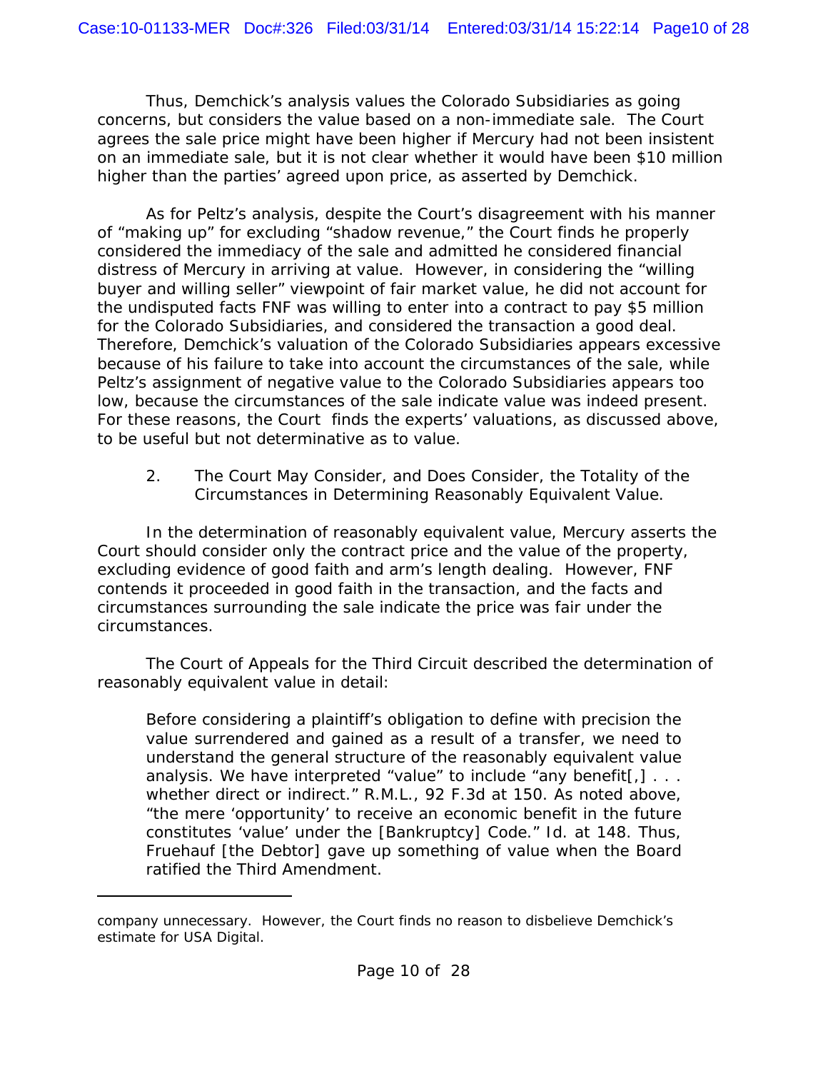Thus, Demchick's analysis values the Colorado Subsidiaries as going concerns, but considers the value based on a non-immediate sale. The Court agrees the sale price might have been higher if Mercury had not been insistent on an immediate sale, but it is not clear whether it would have been $10 million higher than the parties' agreed upon price, as asserted by Demchick.

As for Peltz's analysis, despite the Court's disagreement with his manner of "making up" for excluding "shadow revenue," the Court finds he properly considered the immediacy of the sale and admitted he considered financial distress of Mercury in arriving at value. However, in considering the "willing buyer and willing seller" viewpoint of fair market value, he did not account for the undisputed facts FNF was willing to enter into a contract to pay $5 million for the Colorado Subsidiaries, and considered the transaction a good deal. Therefore, Demchick's valuation of the Colorado Subsidiaries appears excessive because of his failure to take into account the circumstances of the sale, while Peltz's assignment of negative value to the Colorado Subsidiaries appears too low, because the circumstances of the sale indicate value was indeed present. For these reasons, the Court finds the experts' valuations, as discussed above, to be useful but not determinative as to value.

2. The Court May Consider, and Does Consider, the Totality of the Circumstances in Determining Reasonably Equivalent Value.

In the determination of reasonably equivalent value, Mercury asserts the Court should consider only the contract price and the value of the property, excluding evidence of good faith and arm's length dealing. However, FNF contends it proceeded in good faith in the transaction, and the facts and circumstances surrounding the sale indicate the price was fair under the circumstances.

The Court of Appeals for the Third Circuit described the determination of reasonably equivalent value in detail:

> Before considering a plaintiff's obligation to define with precision the value surrendered and gained as a result of a transfer, we need to understand the general structure of the reasonably equivalent value analysis. We have interpreted "value" to include "any benefit[,] . . . whether direct or indirect." *R.M.L.*, 92 F.3d at 150. As noted above, "the mere 'opportunity' to receive an economic benefit in the future constitutes 'value' under the [Bankruptcy] Code." *Id.* at 148. Thus, Fruehauf [the Debtor] gave up something of value when the Board ratified the Third Amendment.

---

company unnecessary. However, the Court finds no reason to disbelieve Demchick's estimate for USA Digital.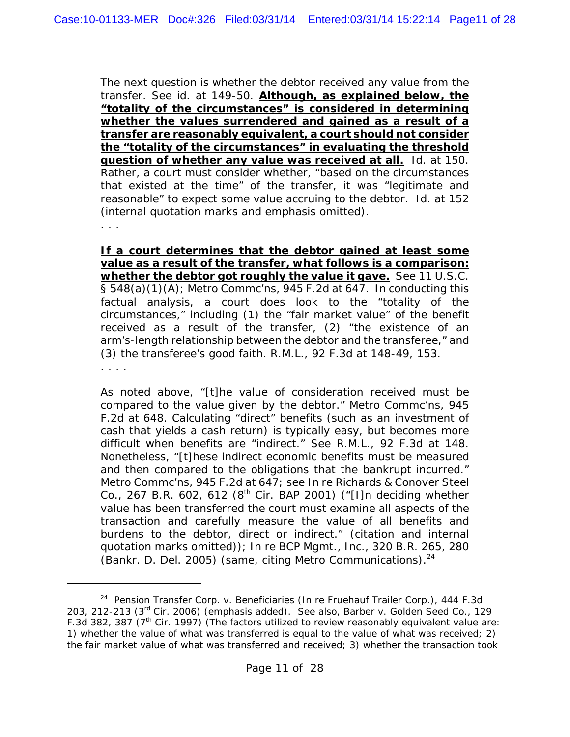The next question is whether the debtor received any value from the transfer. See id. at 149-50. **Although, as explained below, the "totality of the circumstances" is considered in determining whether the values surrendered and gained as a result of a transfer are reasonably equivalent, a court should not consider the "totality of the circumstances" in evaluating the threshold question of whether any value was received at all.** Id. at 150. Rather, a court must consider whether, "based on the circumstances that existed at the time" of the transfer, it was "legitimate and reasonable" to expect some value accruing to the debtor. Id. at 152 (internal quotation marks and emphasis omitted).

. . .

**If a court determines that the debtor gained at least some value as a result of the transfer, what follows is a comparison: whether the debtor got roughly the value it gave.** See 11 U.S.C. § 548(a)(1)(A); *Metro Commc'ns*, 945 F.2d at 647. In conducting this factual analysis, a court does look to the "totality of the circumstances," including (1) the "fair market value" of the benefit received as a result of the transfer, (2) "the existence of an arm's-length relationship between the debtor and the transferee," and (3) the transferee's good faith. *R.M.L.*, 92 F.3d at 148-49, 153.

. . . .

As noted above, "[t]he value of consideration received must be compared to the value given by the debtor." *Metro Commc'ns*, 945 F.2d at 648. Calculating "direct" benefits (such as an investment of cash that yields a cash return) is typically easy, but becomes more difficult when benefits are "indirect." See *R.M.L.*, 92 F.3d at 148. Nonetheless, "[t]hese indirect economic benefits must be measured and then compared to the obligations that the bankrupt incurred." *Metro Commc'ns*, 945 F.2d at 647; see *In re Richards & Conover Steel Co.*, 267 B.R. 602, 612 (8th Cir. BAP 2001) ("[I]n deciding whether value has been transferred the court must examine all aspects of the transaction and carefully measure the value of all benefits and burdens to the debtor, direct or indirect." (citation and internal quotation marks omitted)); *In re BCP Mgmt., Inc.*, 320 B.R. 265, 280 (Bankr. D. Del. 2005) (same, citing Metro Communications).[24]

---

[24] *Pension Transfer Corp. v. Beneficiaries (In re Fruehauf Trailer Corp.)*, 444 F.3d 203, 212-213 (3rd Cir. 2006) (emphasis added). See also, *Barber v. Golden Seed Co.*, 129 F.3d 382, 387 (7th Cir. 1997) (The factors utilized to review reasonably equivalent value are: 1) whether the value of what was transferred is equal to the value of what was received; 2) the fair market value of what was transferred and received; 3) whether the transaction took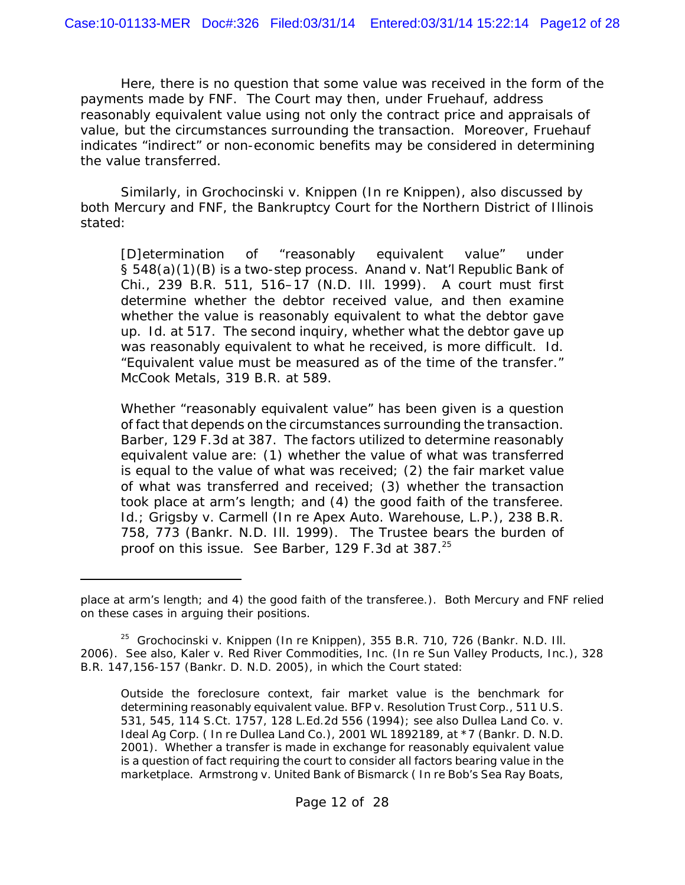Here, there is no question that some value was received in the form of the payments made by FNF. The Court may then, under Fruehauf, address reasonably equivalent value using not only the contract price and appraisals of value, but the circumstances surrounding the transaction. Moreover, Fruehauf indicates "indirect" or non-economic benefits may be considered in determining the value transferred.

Similarly, in Grochocinski v. Knippen (In re Knippen), also discussed by both Mercury and FNF, the Bankruptcy Court for the Northern District of Illinois stated:

> [D]etermination of "reasonably equivalent value" under § 548(a)(1)(B) is a two-step process. Anand v. Nat'l Republic Bank of Chi., 239 B.R. 511, 516–17 (N.D. Ill. 1999). A court must first determine whether the debtor received value, and then examine whether the value is reasonably equivalent to what the debtor gave up. Id. at 517. The second inquiry, whether what the debtor gave up was reasonably equivalent to what he received, is more difficult. Id. "Equivalent value must be measured as of the time of the transfer." McCook Metals, 319 B.R. at 589.
>
> Whether "reasonably equivalent value" has been given is a question of fact that depends on the circumstances surrounding the transaction. Barber, 129 F.3d at 387. The factors utilized to determine reasonably equivalent value are: (1) whether the value of what was transferred is equal to the value of what was received; (2) the fair market value of what was transferred and received; (3) whether the transaction took place at arm's length; and (4) the good faith of the transferee. Id.; Grigsby v. Carmell (In re Apex Auto. Warehouse, L.P.), 238 B.R. 758, 773 (Bankr. N.D. Ill. 1999). The Trustee bears the burden of proof on this issue. See Barber, 129 F.3d at 387.[25]

---

place at arm's length; and 4) the good faith of the transferee.). Both Mercury and FNF relied on these cases in arguing their positions.

[25] Grochocinski v. Knippen (In re Knippen), 355 B.R. 710, 726 (Bankr. N.D. Ill. 2006). See also, Kaler v. Red River Commodities, Inc. (In re Sun Valley Products, Inc.), 328 B.R. 147,156-157 (Bankr. D. N.D. 2005), in which the Court stated:

> Outside the foreclosure context, fair market value is the benchmark for determining reasonably equivalent value. BFP v. Resolution Trust Corp., 511 U.S. 531, 545, 114 S.Ct. 1757, 128 L.Ed.2d 556 (1994); see also Dullea Land Co. v. Ideal Ag Corp. ( In re Dullea Land Co.), 2001 WL 1892189, at *7 (Bankr. D. N.D. 2001). Whether a transfer is made in exchange for reasonably equivalent value is a question of fact requiring the court to consider all factors bearing value in the marketplace. Armstrong v. United Bank of Bismarck ( In re Bob's Sea Ray Boats,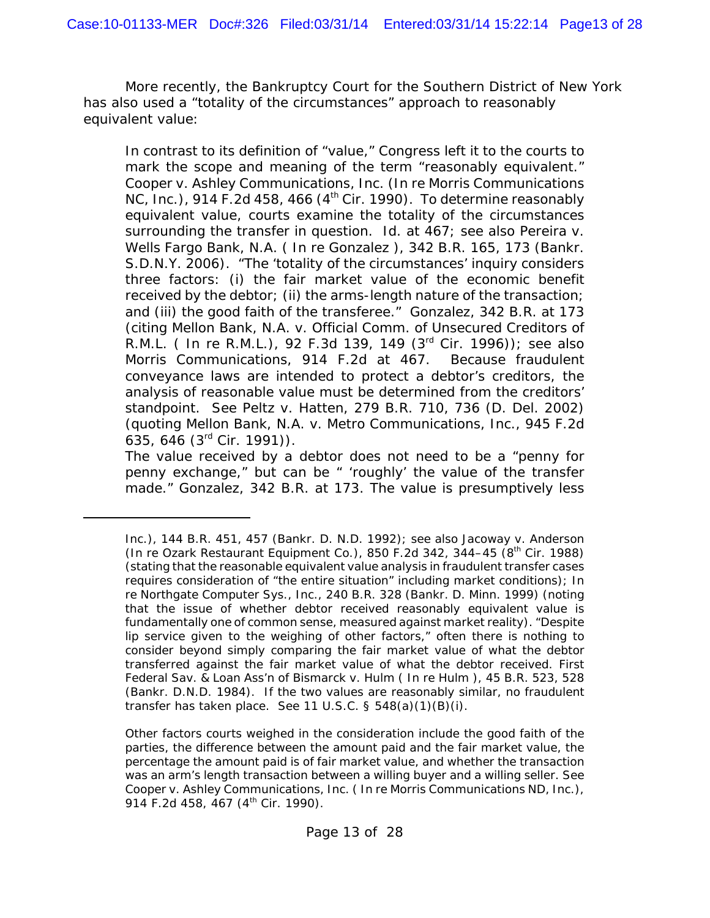More recently, the Bankruptcy Court for the Southern District of New York has also used a "totality of the circumstances" approach to reasonably equivalent value:

> In contrast to its definition of "value," Congress left it to the courts to mark the scope and meaning of the term "reasonably equivalent." *Cooper v. Ashley Communications, Inc. (In re Morris Communications NC, Inc.)*, 914 F.2d 458, 466 (4th Cir. 1990). To determine reasonably equivalent value, courts examine the totality of the circumstances surrounding the transfer in question. *Id.* at 467; *see also Pereira v. Wells Fargo Bank, N.A. ( In re Gonzalez )*, 342 B.R. 165, 173 (Bankr. S.D.N.Y. 2006). "The 'totality of the circumstances' inquiry considers three factors: (i) the fair market value of the economic benefit received by the debtor; (ii) the arms-length nature of the transaction; and (iii) the good faith of the transferee." *Gonzalez*, 342 B.R. at 173 (citing *Mellon Bank, N.A. v. Official Comm. of Unsecured Creditors of R.M.L. ( In re R.M.L.)*, 92 F.3d 139, 149 (3rd Cir. 1996)); *see also Morris Communications*, 914 F.2d at 467. Because fraudulent conveyance laws are intended to protect a debtor's creditors, the analysis of reasonable value must be determined from the creditors' standpoint. *See Peltz v. Hatten*, 279 B.R. 710, 736 (D. Del. 2002) (quoting *Mellon Bank, N.A. v. Metro Communications, Inc.*, 945 F.2d 635, 646 (3rd Cir. 1991)).
>
> The value received by a debtor does not need to be a "penny for penny exchange," but can be " 'roughly' the value of the transfer made." *Gonzalez*, 342 B.R. at 173. The value is presumptively less

---

Inc.), 144 B.R. 451, 457 (Bankr. D. N.D. 1992); *see also Jacoway v. Anderson (In re Ozark Restaurant Equipment Co.)*, 850 F.2d 342, 344–45 (8th Cir. 1988) (stating that the reasonable equivalent value analysis in fraudulent transfer cases requires consideration of "the entire situation" including market conditions); *In re Northgate Computer Sys., Inc.*, 240 B.R. 328 (Bankr. D. Minn. 1999) (noting that the issue of whether debtor received reasonably equivalent value is fundamentally one of common sense, measured against market reality). "Despite lip service given to the weighing of other factors," often there is nothing to consider beyond simply comparing the fair market value of what the debtor transferred against the fair market value of what the debtor received. *First Federal Sav. & Loan Ass'n of Bismarck v. Hulm ( In re Hulm )*, 45 B.R. 523, 528 (Bankr. D.N.D. 1984). If the two values are reasonably similar, no fraudulent transfer has taken place. *See* 11 U.S.C. § 548(a)(1)(B)(i).

Other factors courts weighed in the consideration include the good faith of the parties, the difference between the amount paid and the fair market value, the percentage the amount paid is of fair market value, and whether the transaction was an arm's length transaction between a willing buyer and a willing seller. *See Cooper v. Ashley Communications, Inc. ( In re Morris Communications ND, Inc.)*, 914 F.2d 458, 467 (4th Cir. 1990).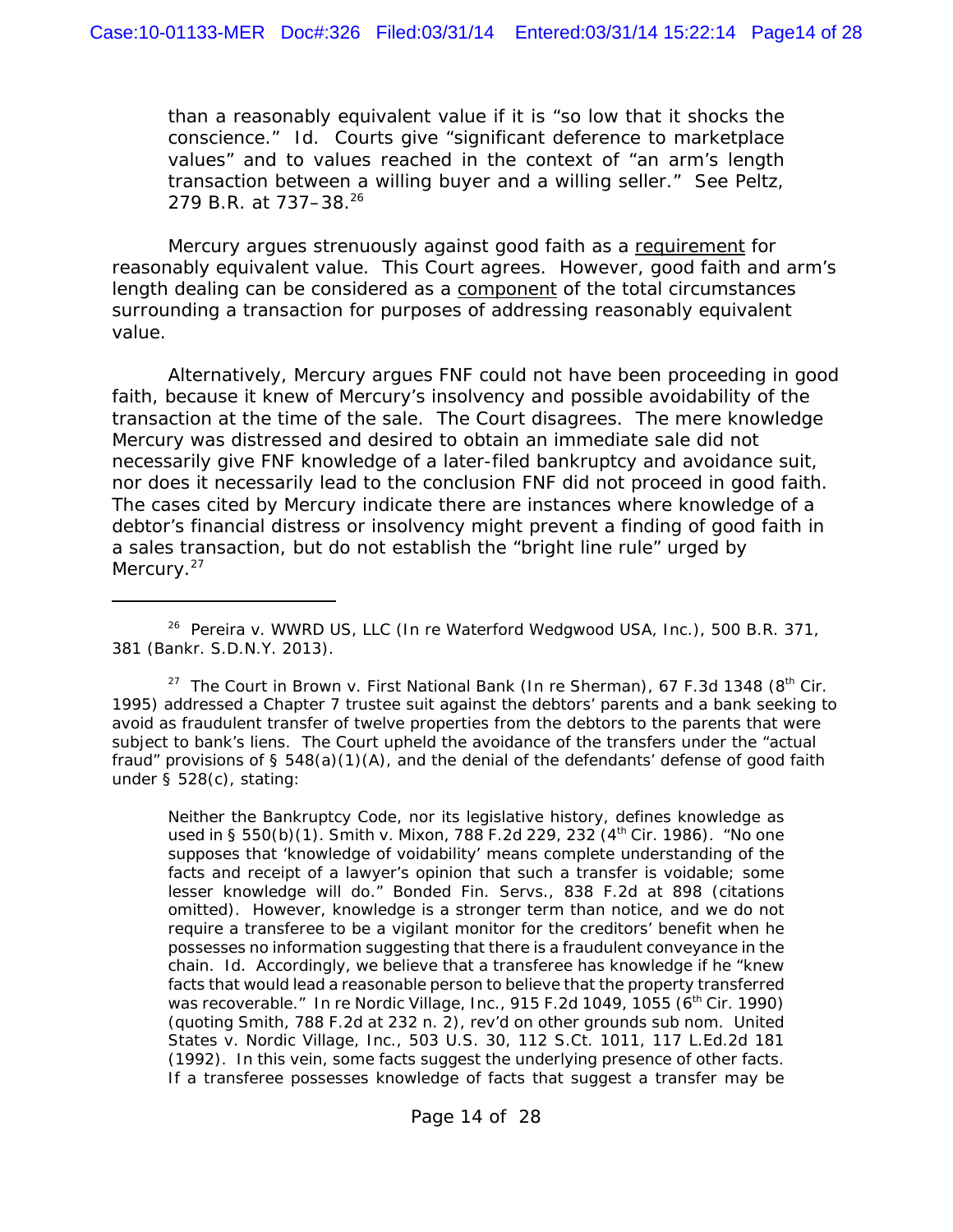than a reasonably equivalent value if it is "so low that it shocks the conscience." *Id.* Courts give "significant deference to marketplace values" and to values reached in the context of "an arm's length transaction between a willing buyer and a willing seller." *See Peltz*, 279 B.R. at 737–38.[26]

Mercury argues strenuously against good faith as a requirement for reasonably equivalent value. This Court agrees. However, good faith and arm's length dealing can be considered as a component of the total circumstances surrounding a transaction for purposes of addressing reasonably equivalent value.

Alternatively, Mercury argues FNF could not have been proceeding in good faith, because it knew of Mercury's insolvency and possible avoidability of the transaction at the time of the sale. The Court disagrees. The mere knowledge Mercury was distressed and desired to obtain an immediate sale did not necessarily give FNF knowledge of a later-filed bankruptcy and avoidance suit, nor does it necessarily lead to the conclusion FNF did not proceed in good faith. The cases cited by Mercury indicate there are instances where knowledge of a debtor's financial distress or insolvency might prevent a finding of good faith in a sales transaction, but do not establish the "bright line rule" urged by Mercury.[27]

---

[26] *Pereira v. WWRD US, LLC (In re Waterford Wedgwood USA, Inc.)*, 500 B.R. 371, 381 (Bankr. S.D.N.Y. 2013).

[27] The Court in *Brown v. First National Bank (In re Sherman)*, 67 F.3d 1348 (8th Cir. 1995) addressed a Chapter 7 trustee suit against the debtors' parents and a bank seeking to avoid as fraudulent transfer of twelve properties from the debtors to the parents that were subject to bank's liens. The Court upheld the avoidance of the transfers under the "actual fraud" provisions of § 548(a)(1)(A), and the denial of the defendants' defense of good faith under § 528(c), stating:

> Neither the Bankruptcy Code, nor its legislative history, defines knowledge as used in § 550(b)(1). *Smith v. Mixon*, 788 F.2d 229, 232 (4th Cir. 1986). "No one supposes that 'knowledge of voidability' means complete understanding of the facts and receipt of a lawyer's opinion that such a transfer is voidable; some lesser knowledge will do." *Bonded Fin. Servs.*, 838 F.2d at 898 (citations omitted). However, knowledge is a stronger term than notice, and we do not require a transferee to be a vigilant monitor for the creditors' benefit when he possesses no information suggesting that there is a fraudulent conveyance in the chain. *Id.* Accordingly, we believe that a transferee has knowledge if he "knew facts that would lead a reasonable person to believe that the property transferred was recoverable." *In re Nordic Village, Inc.*, 915 F.2d 1049, 1055 (6th Cir. 1990) (quoting *Smith*, 788 F.2d at 232 n. 2), *rev'd on other grounds sub nom. United States v. Nordic Village, Inc.*, 503 U.S. 30, 112 S.Ct. 1011, 117 L.Ed.2d 181 (1992). In this vein, some facts suggest the underlying presence of other facts. If a transferee possesses knowledge of facts that suggest a transfer may be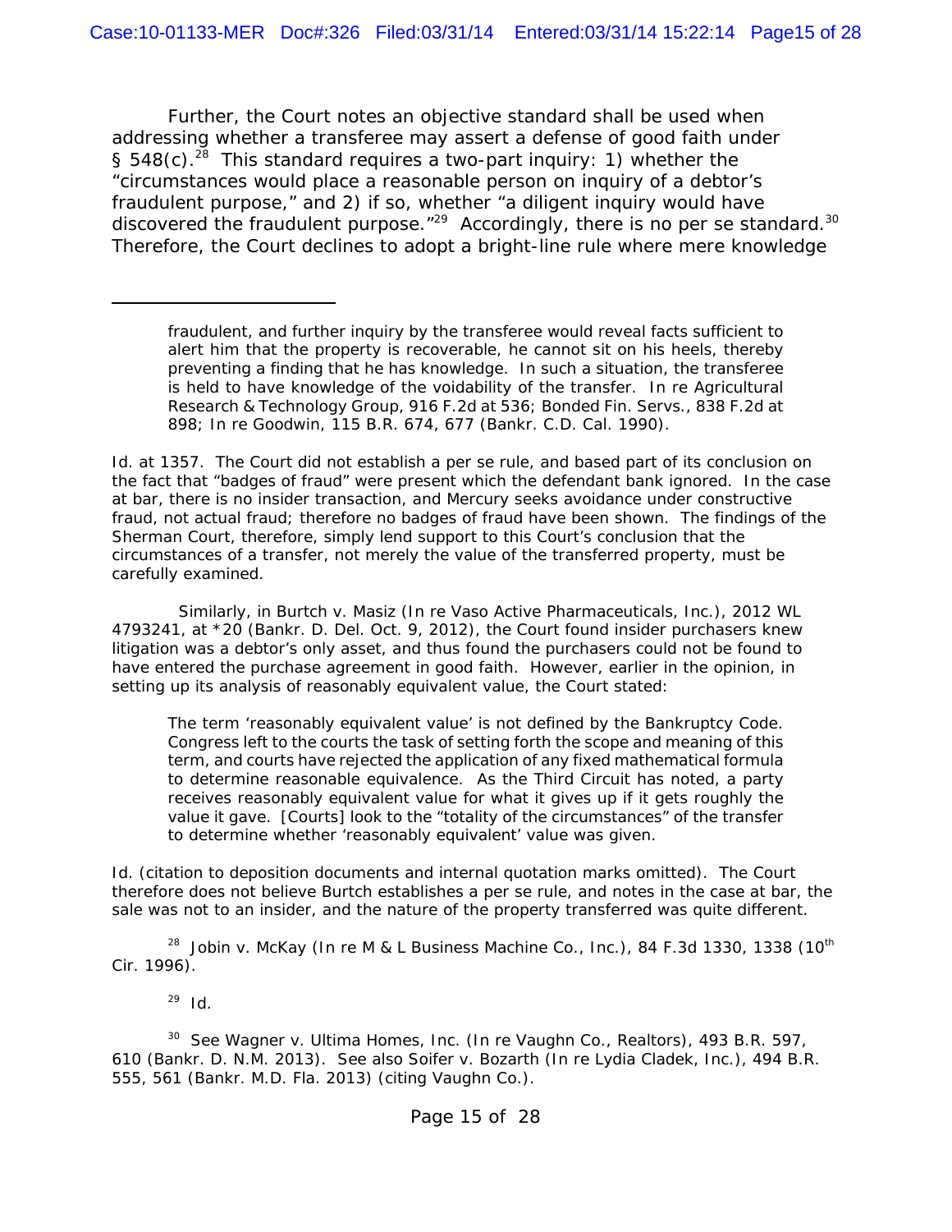Further, the Court notes an objective standard shall be used when addressing whether a transferee may assert a defense of good faith under § 548(c).[28] This standard requires a two-part inquiry: 1) whether the "circumstances would place a reasonable person on inquiry of a debtor's fraudulent purpose," and 2) if so, whether "a diligent inquiry would have discovered the fraudulent purpose."[29] Accordingly, there is no per se standard.[30] Therefore, the Court declines to adopt a bright-line rule where mere knowledge

---

> fraudulent, and further inquiry by the transferee would reveal facts sufficient to alert him that the property is recoverable, he cannot sit on his heels, thereby preventing a finding that he has knowledge. In such a situation, the transferee is held to have knowledge of the voidability of the transfer. In re Agricultural Research & Technology Group, 916 F.2d at 536; Bonded Fin. Servs., 838 F.2d at 898; In re Goodwin, 115 B.R. 674, 677 (Bankr. C.D. Cal. 1990).

Id. at 1357. The Court did not establish a per se rule, and based part of its conclusion on the fact that "badges of fraud" were present which the defendant bank ignored. In the case at bar, there is no insider transaction, and Mercury seeks avoidance under constructive fraud, not actual fraud; therefore no badges of fraud have been shown. The findings of the Sherman Court, therefore, simply lend support to this Court's conclusion that the circumstances of a transfer, not merely the value of the transferred property, must be carefully examined.

Similarly, in Burtch v. Masiz (In re Vaso Active Pharmaceuticals, Inc.), 2012 WL 4793241, at *20 (Bankr. D. Del. Oct. 9, 2012), the Court found insider purchasers knew litigation was a debtor's only asset, and thus found the purchasers could not be found to have entered the purchase agreement in good faith. However, earlier in the opinion, in setting up its analysis of reasonably equivalent value, the Court stated:

> The term 'reasonably equivalent value' is not defined by the Bankruptcy Code. Congress left to the courts the task of setting forth the scope and meaning of this term, and courts have rejected the application of any fixed mathematical formula to determine reasonable equivalence. As the Third Circuit has noted, a party receives reasonably equivalent value for what it gives up if it gets roughly the value it gave. [Courts] look to the "totality of the circumstances" of the transfer to determine whether 'reasonably equivalent' value was given.

Id. (citation to deposition documents and internal quotation marks omitted). The Court therefore does not believe Burtch establishes a per se rule, and notes in the case at bar, the sale was not to an insider, and the nature of the property transferred was quite different.

[28] Jobin v. McKay (In re M & L Business Machine Co., Inc.), 84 F.3d 1330, 1338 (10th Cir. 1996).

[29] Id.

[30] See Wagner v. Ultima Homes, Inc. (In re Vaughn Co., Realtors), 493 B.R. 597, 610 (Bankr. D. N.M. 2013). See also Soifer v. Bozarth (In re Lydia Cladek, Inc.), 494 B.R. 555, 561 (Bankr. M.D. Fla. 2013) (citing Vaughn Co.).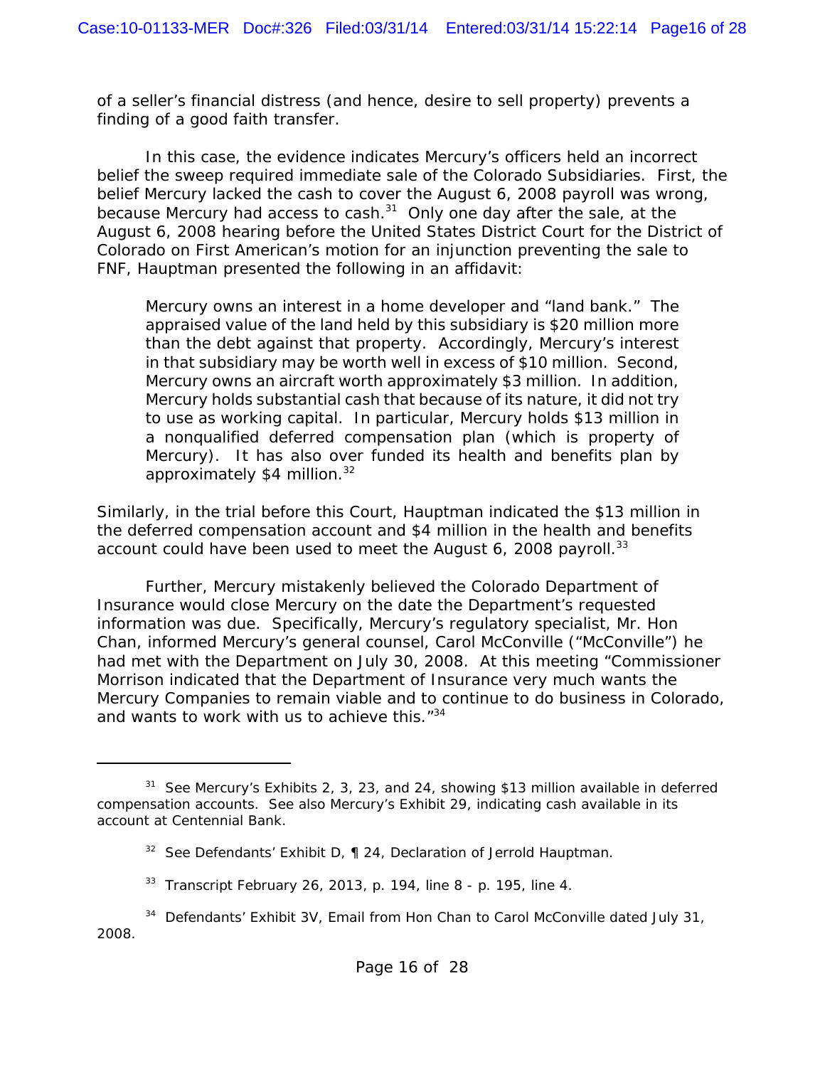of a seller's financial distress (and hence, desire to sell property) prevents a finding of a good faith transfer.

In this case, the evidence indicates Mercury's officers held an incorrect belief the sweep required immediate sale of the Colorado Subsidiaries. First, the belief Mercury lacked the cash to cover the August 6, 2008 payroll was wrong, because Mercury had access to cash.[31] Only one day after the sale, at the August 6, 2008 hearing before the United States District Court for the District of Colorado on First American's motion for an injunction preventing the sale to FNF, Hauptman presented the following in an affidavit:

> Mercury owns an interest in a home developer and "land bank." The appraised value of the land held by this subsidiary is $20 million more than the debt against that property. Accordingly, Mercury's interest in that subsidiary may be worth well in excess of $10 million. Second, Mercury owns an aircraft worth approximately $3 million. In addition, Mercury holds substantial cash that because of its nature, it did not try to use as working capital. In particular, Mercury holds $13 million in a nonqualified deferred compensation plan (which is property of Mercury). It has also over funded its health and benefits plan by approximately $4 million.[32]

Similarly, in the trial before this Court, Hauptman indicated the $13 million in the deferred compensation account and $4 million in the health and benefits account could have been used to meet the August 6, 2008 payroll.[33]

Further, Mercury mistakenly believed the Colorado Department of Insurance would close Mercury on the date the Department's requested information was due. Specifically, Mercury's regulatory specialist, Mr. Hon Chan, informed Mercury's general counsel, Carol McConville ("McConville") he had met with the Department on July 30, 2008. At this meeting "Commissioner Morrison indicated that the Department of Insurance very much wants the Mercury Companies to remain viable and to continue to do business in Colorado, and wants to work with us to achieve this."[34]

---

[31] See Mercury's Exhibits 2, 3, 23, and 24, showing $13 million available in deferred compensation accounts. See also Mercury's Exhibit 29, indicating cash available in its account at Centennial Bank.

[32] See Defendants' Exhibit D, ¶ 24, Declaration of Jerrold Hauptman.

[33] Transcript February 26, 2013, p. 194, line 8 - p. 195, line 4.

[34] Defendants' Exhibit 3V, Email from Hon Chan to Carol McConville dated July 31, 2008.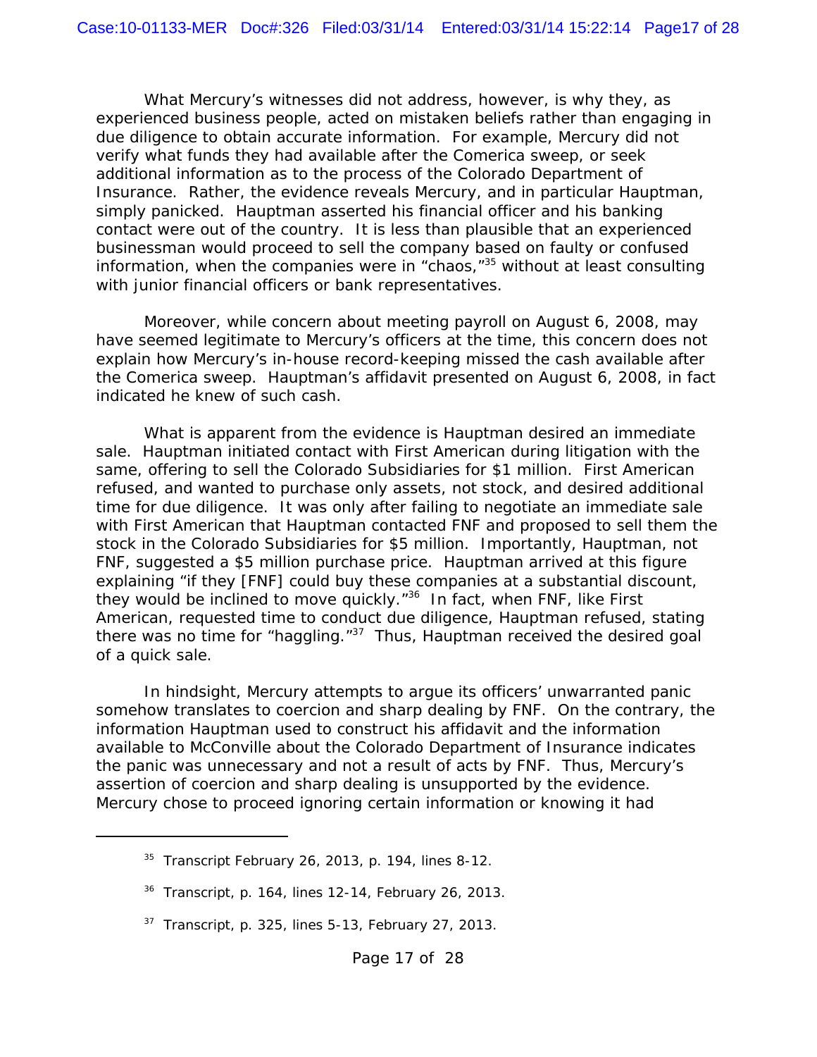What Mercury's witnesses did not address, however, is why they, as experienced business people, acted on mistaken beliefs rather than engaging in due diligence to obtain accurate information. For example, Mercury did not verify what funds they had available after the Comerica sweep, or seek additional information as to the process of the Colorado Department of Insurance. Rather, the evidence reveals Mercury, and in particular Hauptman, simply panicked. Hauptman asserted his financial officer and his banking contact were out of the country. It is less than plausible that an experienced businessman would proceed to sell the company based on faulty or confused information, when the companies were in "chaos,"[35] without at least consulting with junior financial officers or bank representatives.

Moreover, while concern about meeting payroll on August 6, 2008, may have seemed legitimate to Mercury's officers at the time, this concern does not explain how Mercury's in-house record-keeping missed the cash available after the Comerica sweep. Hauptman's affidavit presented on August 6, 2008, in fact indicated he knew of such cash.

What is apparent from the evidence is Hauptman desired an immediate sale. Hauptman initiated contact with First American during litigation with the same, offering to sell the Colorado Subsidiaries for $1 million. First American refused, and wanted to purchase only assets, not stock, and desired additional time for due diligence. It was only after failing to negotiate an immediate sale with First American that Hauptman contacted FNF and proposed to sell them the stock in the Colorado Subsidiaries for $5 million. Importantly, Hauptman, not FNF, suggested a $5 million purchase price. Hauptman arrived at this figure explaining "if they [FNF] could buy these companies at a substantial discount, they would be inclined to move quickly."[36] In fact, when FNF, like First American, requested time to conduct due diligence, Hauptman refused, stating there was no time for "haggling."[37] Thus, Hauptman received the desired goal of a quick sale.

In hindsight, Mercury attempts to argue its officers' unwarranted panic somehow translates to coercion and sharp dealing by FNF. On the contrary, the information Hauptman used to construct his affidavit and the information available to McConville about the Colorado Department of Insurance indicates the panic was unnecessary and not a result of acts by FNF. Thus, Mercury's assertion of coercion and sharp dealing is unsupported by the evidence. Mercury chose to proceed ignoring certain information or knowing it had

---

[35] Transcript February 26, 2013, p. 194, lines 8-12.

[36] Transcript, p. 164, lines 12-14, February 26, 2013.

[37] Transcript, p. 325, lines 5-13, February 27, 2013.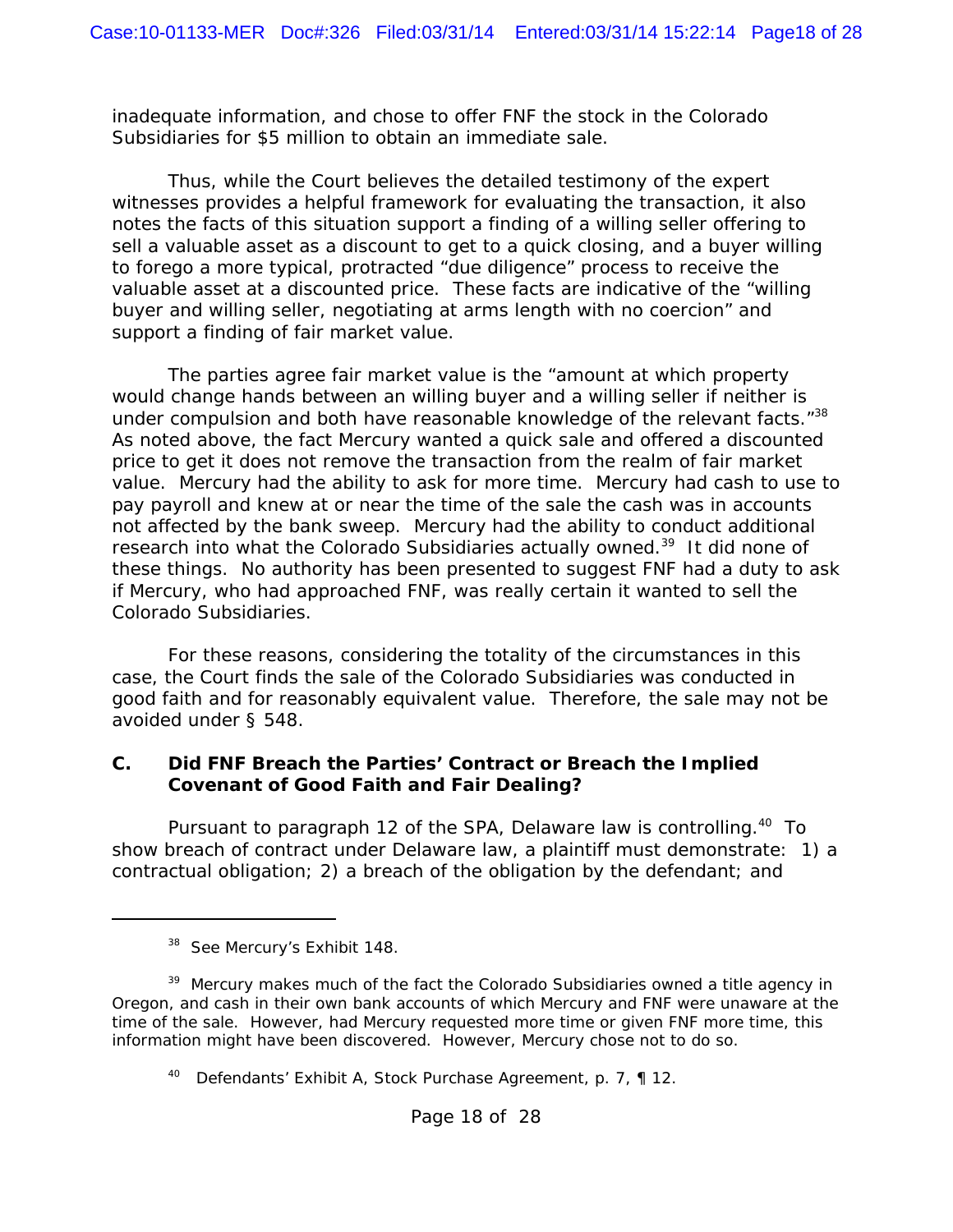inadequate information, and chose to offer FNF the stock in the Colorado Subsidiaries for $5 million to obtain an immediate sale.

Thus, while the Court believes the detailed testimony of the expert witnesses provides a helpful framework for evaluating the transaction, it also notes the facts of this situation support a finding of a willing seller offering to sell a valuable asset as a discount to get to a quick closing, and a buyer willing to forego a more typical, protracted "due diligence" process to receive the valuable asset at a discounted price. These facts are indicative of the "willing buyer and willing seller, negotiating at arms length with no coercion" and support a finding of fair market value.

The parties agree fair market value is the "amount at which property would change hands between an willing buyer and a willing seller if neither is under compulsion and both have reasonable knowledge of the relevant facts."[38] As noted above, the fact Mercury wanted a quick sale and offered a discounted price to get it does not remove the transaction from the realm of fair market value. Mercury had the ability to ask for more time. Mercury had cash to use to pay payroll and knew at or near the time of the sale the cash was in accounts not affected by the bank sweep. Mercury had the ability to conduct additional research into what the Colorado Subsidiaries actually owned.[39] It did none of these things. No authority has been presented to suggest FNF had a duty to ask if Mercury, who had approached FNF, was really certain it wanted to sell the Colorado Subsidiaries.

For these reasons, considering the totality of the circumstances in this case, the Court finds the sale of the Colorado Subsidiaries was conducted in good faith and for reasonably equivalent value. Therefore, the sale may not be avoided under § 548.

### C. Did FNF Breach the Parties' Contract or Breach the Implied Covenant of Good Faith and Fair Dealing?

Pursuant to paragraph 12 of the SPA, Delaware law is controlling.[40] To show breach of contract under Delaware law, a plaintiff must demonstrate: 1) a contractual obligation; 2) a breach of the obligation by the defendant; and

---

[38] See Mercury's Exhibit 148.

[39] Mercury makes much of the fact the Colorado Subsidiaries owned a title agency in Oregon, and cash in their own bank accounts of which Mercury and FNF were unaware at the time of the sale. However, had Mercury requested more time or given FNF more time, this information might have been discovered. However, Mercury chose not to do so.

[40] Defendants' Exhibit A, Stock Purchase Agreement, p. 7, ¶ 12.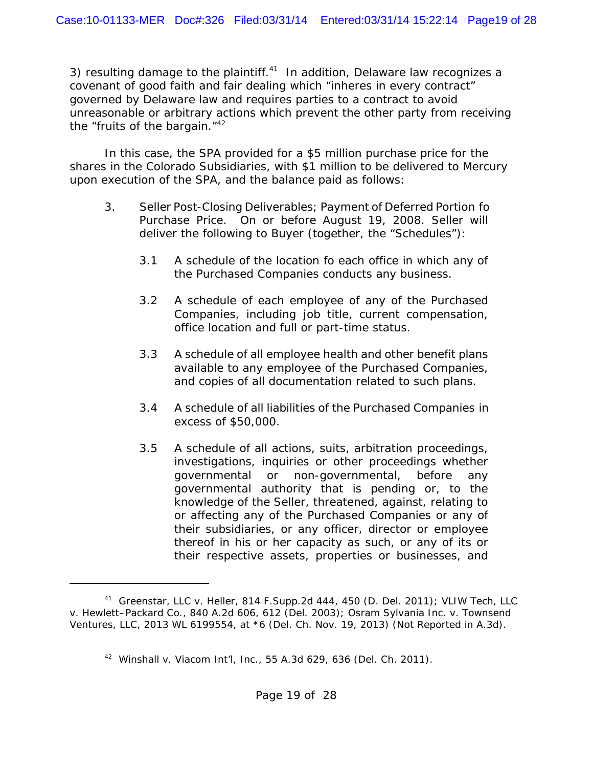3) resulting damage to the plaintiff.[41] In addition, Delaware law recognizes a covenant of good faith and fair dealing which "inheres in every contract" governed by Delaware law and requires parties to a contract to avoid unreasonable or arbitrary actions which prevent the other party from receiving the "fruits of the bargain."[42]

In this case, the SPA provided for a $5 million purchase price for the shares in the Colorado Subsidiaries, with $1 million to be delivered to Mercury upon execution of the SPA, and the balance paid as follows:

> 3. Seller Post-Closing Deliverables; Payment of Deferred Portion fo Purchase Price. On or before August 19, 2008. Seller will deliver the following to Buyer (together, the "Schedules"):
>
> 3.1 A schedule of the location fo each office in which any of the Purchased Companies conducts any business.
>
> 3.2 A schedule of each employee of any of the Purchased Companies, including job title, current compensation, office location and full or part-time status.
>
> 3.3 A schedule of all employee health and other benefit plans available to any employee of the Purchased Companies, and copies of all documentation related to such plans.
>
> 3.4 A schedule of all liabilities of the Purchased Companies in excess of $50,000.
>
> 3.5 A schedule of all actions, suits, arbitration proceedings, investigations, inquiries or other proceedings whether governmental or non-governmental, before any governmental authority that is pending or, to the knowledge of the Seller, threatened, against, relating to or affecting any of the Purchased Companies or any of their subsidiaries, or any officer, director or employee thereof in his or her capacity as such, or any of its or their respective assets, properties or businesses, and

---

[41] Greenstar, LLC v. Heller, 814 F.Supp.2d 444, 450 (D. Del. 2011); VLIW Tech, LLC v. Hewlett–Packard Co., 840 A.2d 606, 612 (Del. 2003); Osram Sylvania Inc. v. Townsend Ventures, LLC, 2013 WL 6199554, at *6 (Del. Ch. Nov. 19, 2013) (Not Reported in A.3d).

[42] Winshall v. Viacom Int'l, Inc., 55 A.3d 629, 636 (Del. Ch. 2011).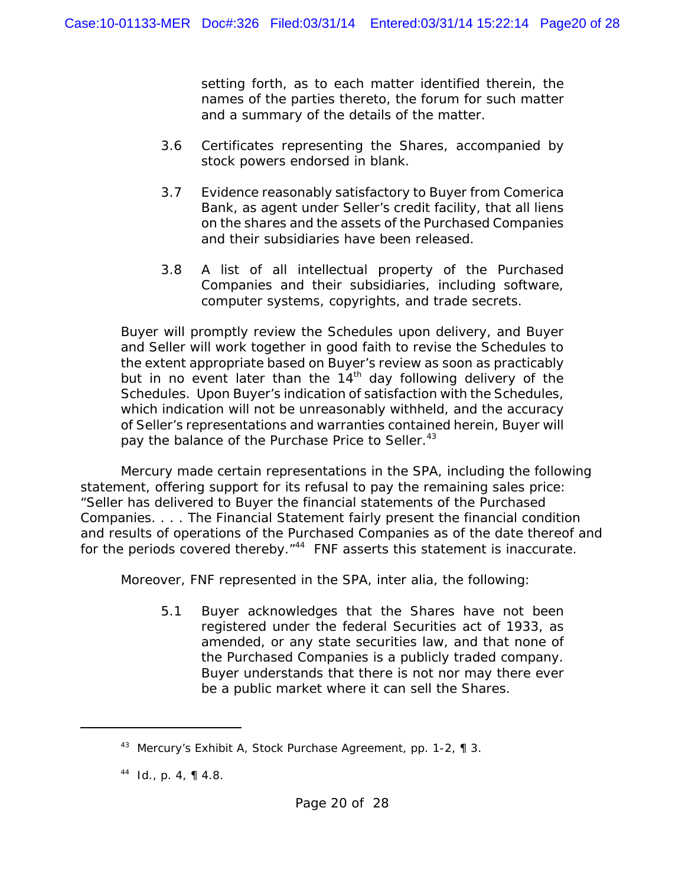setting forth, as to each matter identified therein, the names of the parties thereto, the forum for such matter and a summary of the details of the matter.

> 3.6 Certificates representing the Shares, accompanied by stock powers endorsed in blank.
>
> 3.7 Evidence reasonably satisfactory to Buyer from Comerica Bank, as agent under Seller's credit facility, that all liens on the shares and the assets of the Purchased Companies and their subsidiaries have been released.
>
> 3.8 A list of all intellectual property of the Purchased Companies and their subsidiaries, including software, computer systems, copyrights, and trade secrets.

> Buyer will promptly review the Schedules upon delivery, and Buyer and Seller will work together in good faith to revise the Schedules to the extent appropriate based on Buyer's review as soon as practicably but in no event later than the 14th day following delivery of the Schedules. Upon Buyer's indication of satisfaction with the Schedules, which indication will not be unreasonably withheld, and the accuracy of Seller's representations and warranties contained herein, Buyer will pay the balance of the Purchase Price to Seller.[43]

Mercury made certain representations in the SPA, including the following statement, offering support for its refusal to pay the remaining sales price: "Seller has delivered to Buyer the financial statements of the Purchased Companies. . . . The Financial Statement fairly present the financial condition and results of operations of the Purchased Companies as of the date thereof and for the periods covered thereby."[44] FNF asserts this statement is inaccurate.

Moreover, FNF represented in the SPA, inter alia, the following:

> 5.1 Buyer acknowledges that the Shares have not been registered under the federal Securities act of 1933, as amended, or any state securities law, and that none of the Purchased Companies is a publicly traded company. Buyer understands that there is not nor may there ever be a public market where it can sell the Shares.

---

[43] Mercury's Exhibit A, Stock Purchase Agreement, pp. 1-2, ¶ 3.

[44] *Id.*, p. 4, ¶ 4.8.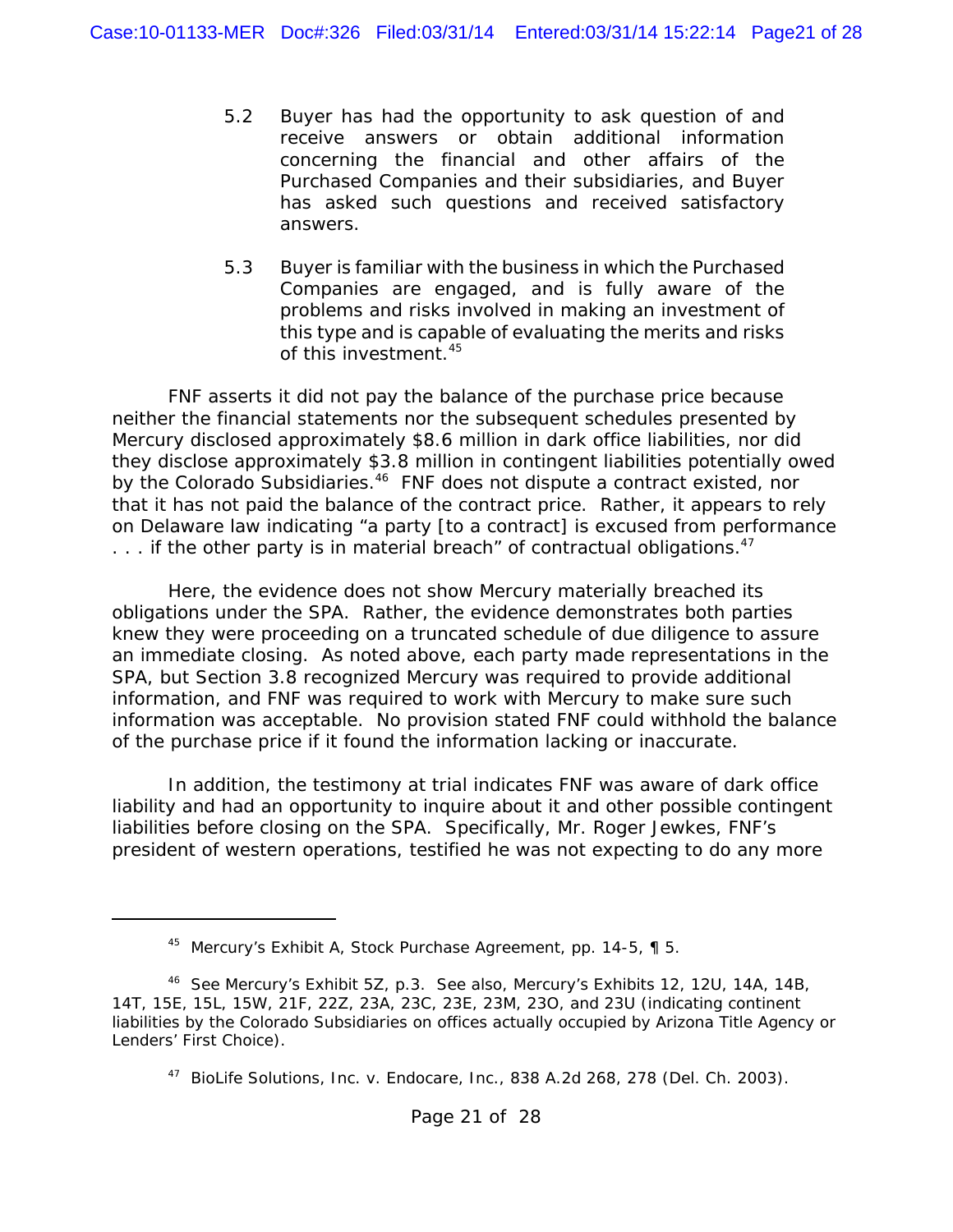> 5.2 Buyer has had the opportunity to ask question of and receive answers or obtain additional information concerning the financial and other affairs of the Purchased Companies and their subsidiaries, and Buyer has asked such questions and received satisfactory answers.
>
> 5.3 Buyer is familiar with the business in which the Purchased Companies are engaged, and is fully aware of the problems and risks involved in making an investment of this type and is capable of evaluating the merits and risks of this investment.[45]

FNF asserts it did not pay the balance of the purchase price because neither the financial statements nor the subsequent schedules presented by Mercury disclosed approximately $8.6 million in dark office liabilities, nor did they disclose approximately $3.8 million in contingent liabilities potentially owed by the Colorado Subsidiaries.[46] FNF does not dispute a contract existed, nor that it has not paid the balance of the contract price. Rather, it appears to rely on Delaware law indicating "a party [to a contract] is excused from performance . . . if the other party is in material breach" of contractual obligations.[47]

Here, the evidence does not show Mercury materially breached its obligations under the SPA. Rather, the evidence demonstrates both parties knew they were proceeding on a truncated schedule of due diligence to assure an immediate closing. As noted above, each party made representations in the SPA, but Section 3.8 recognized Mercury was required to provide additional information, and FNF was required to work with Mercury to make sure such information was acceptable. No provision stated FNF could withhold the balance of the purchase price if it found the information lacking or inaccurate.

In addition, the testimony at trial indicates FNF was aware of dark office liability and had an opportunity to inquire about it and other possible contingent liabilities before closing on the SPA. Specifically, Mr. Roger Jewkes, FNF's president of western operations, testified he was not expecting to do any more

---

[45] Mercury's Exhibit A, Stock Purchase Agreement, pp. 14-5, ¶ 5.

[46] See Mercury's Exhibit 5Z, p.3. See also, Mercury's Exhibits 12, 12U, 14A, 14B, 14T, 15E, 15L, 15W, 21F, 22Z, 23A, 23C, 23E, 23M, 23O, and 23U (indicating continent liabilities by the Colorado Subsidiaries on offices actually occupied by Arizona Title Agency or Lenders' First Choice).

[47] BioLife Solutions, Inc. v. Endocare, Inc., 838 A.2d 268, 278 (Del. Ch. 2003).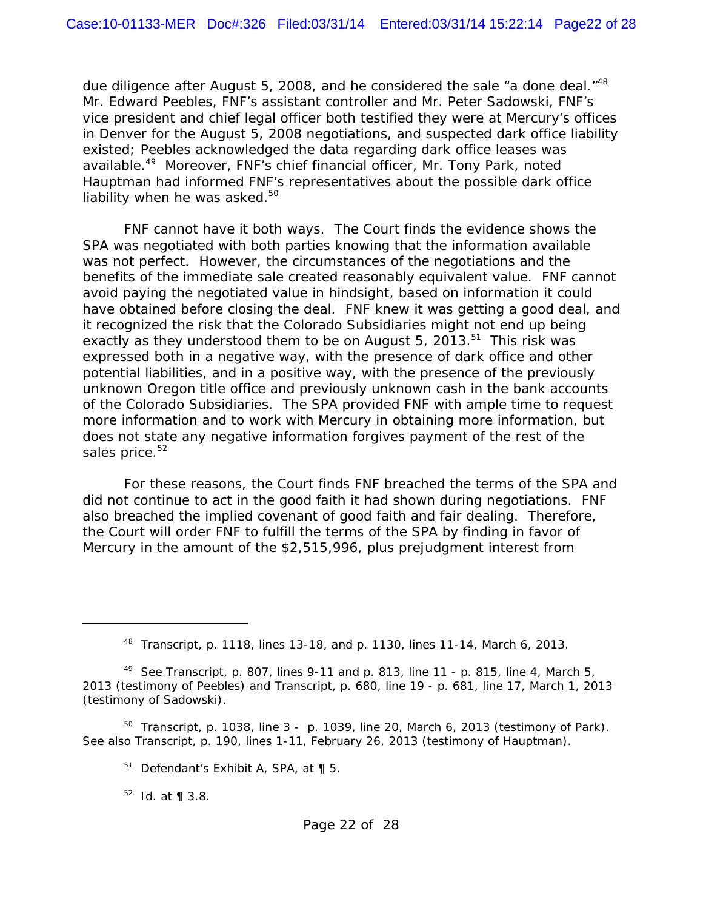due diligence after August 5, 2008, and he considered the sale "a done deal."[48] Mr. Edward Peebles, FNF's assistant controller and Mr. Peter Sadowski, FNF's vice president and chief legal officer both testified they were at Mercury's offices in Denver for the August 5, 2008 negotiations, and suspected dark office liability existed; Peebles acknowledged the data regarding dark office leases was available.[49] Moreover, FNF's chief financial officer, Mr. Tony Park, noted Hauptman had informed FNF's representatives about the possible dark office liability when he was asked.[50]

FNF cannot have it both ways. The Court finds the evidence shows the SPA was negotiated with both parties knowing that the information available was not perfect. However, the circumstances of the negotiations and the benefits of the immediate sale created reasonably equivalent value. FNF cannot avoid paying the negotiated value in hindsight, based on information it could have obtained before closing the deal. FNF knew it was getting a good deal, and it recognized the risk that the Colorado Subsidiaries might not end up being exactly as they understood them to be on August 5, 2013.[51] This risk was expressed both in a negative way, with the presence of dark office and other potential liabilities, and in a positive way, with the presence of the previously unknown Oregon title office and previously unknown cash in the bank accounts of the Colorado Subsidiaries. The SPA provided FNF with ample time to request more information and to work with Mercury in obtaining more information, but does not state any negative information forgives payment of the rest of the sales price.[52]

For these reasons, the Court finds FNF breached the terms of the SPA and did not continue to act in the good faith it had shown during negotiations. FNF also breached the implied covenant of good faith and fair dealing. Therefore, the Court will order FNF to fulfill the terms of the SPA by finding in favor of Mercury in the amount of the $2,515,996, plus prejudgment interest from

---

[48] Transcript, p. 1118, lines 13-18, and p. 1130, lines 11-14, March 6, 2013.

[49] See Transcript, p. 807, lines 9-11 and p. 813, line 11 - p. 815, line 4, March 5, 2013 (testimony of Peebles) and Transcript, p. 680, line 19 - p. 681, line 17, March 1, 2013 (testimony of Sadowski).

[50] Transcript, p. 1038, line 3 - p. 1039, line 20, March 6, 2013 (testimony of Park). See also Transcript, p. 190, lines 1-11, February 26, 2013 (testimony of Hauptman).

[51] Defendant's Exhibit A, SPA, at ¶ 5.

[52] *Id.* at ¶ 3.8.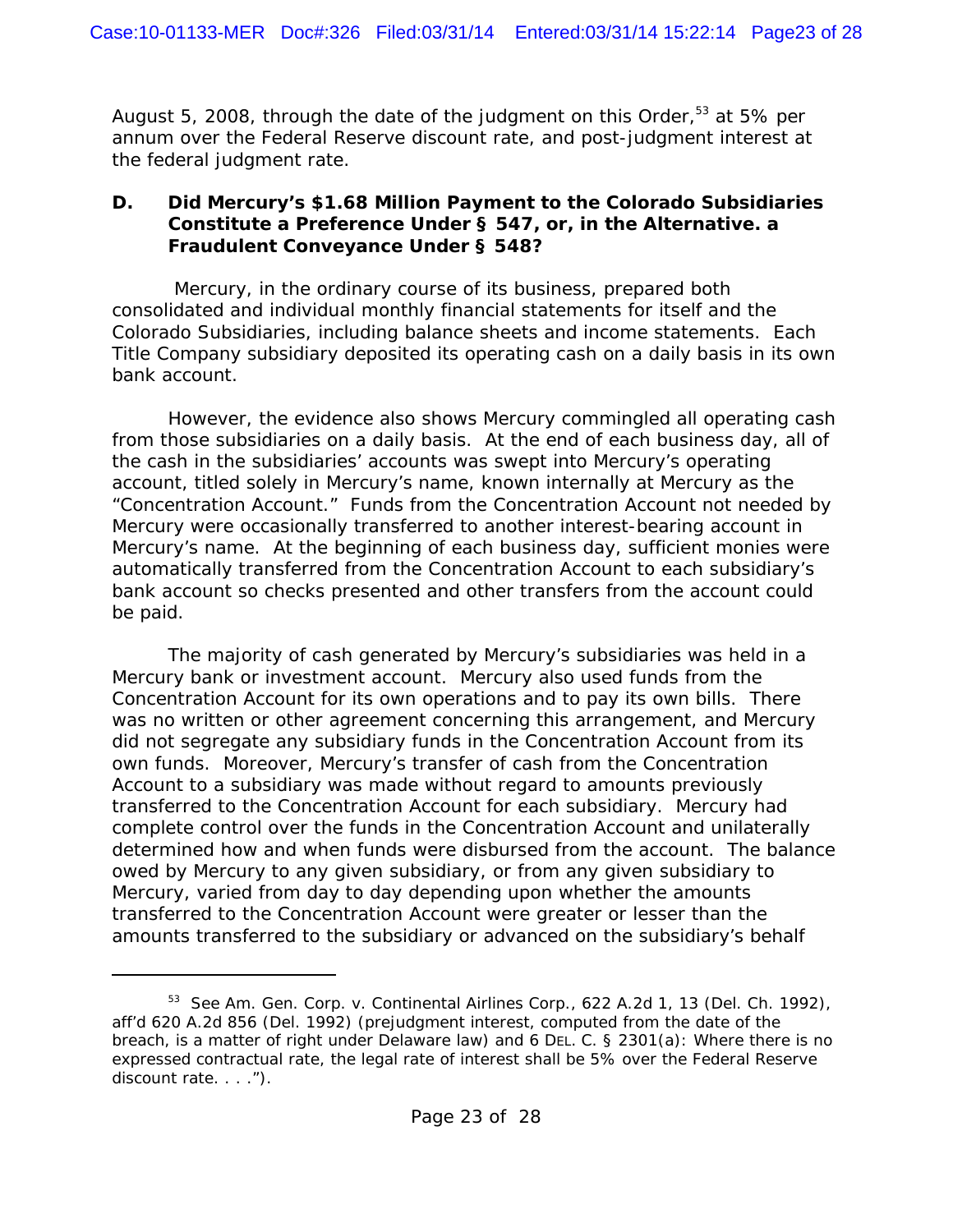August 5, 2008, through the date of the judgment on this Order,[53] at 5% per annum over the Federal Reserve discount rate, and post-judgment interest at the federal judgment rate.

### D. Did Mercury's $1.68 Million Payment to the Colorado Subsidiaries Constitute a Preference Under § 547, or, in the Alternative. a Fraudulent Conveyance Under § 548?

Mercury, in the ordinary course of its business, prepared both consolidated and individual monthly financial statements for itself and the Colorado Subsidiaries, including balance sheets and income statements. Each Title Company subsidiary deposited its operating cash on a daily basis in its own bank account.

However, the evidence also shows Mercury commingled all operating cash from those subsidiaries on a daily basis. At the end of each business day, all of the cash in the subsidiaries' accounts was swept into Mercury's operating account, titled solely in Mercury's name, known internally at Mercury as the "Concentration Account." Funds from the Concentration Account not needed by Mercury were occasionally transferred to another interest-bearing account in Mercury's name. At the beginning of each business day, sufficient monies were automatically transferred from the Concentration Account to each subsidiary's bank account so checks presented and other transfers from the account could be paid.

The majority of cash generated by Mercury's subsidiaries was held in a Mercury bank or investment account. Mercury also used funds from the Concentration Account for its own operations and to pay its own bills. There was no written or other agreement concerning this arrangement, and Mercury did not segregate any subsidiary funds in the Concentration Account from its own funds. Moreover, Mercury's transfer of cash from the Concentration Account to a subsidiary was made without regard to amounts previously transferred to the Concentration Account for each subsidiary. Mercury had complete control over the funds in the Concentration Account and unilaterally determined how and when funds were disbursed from the account. The balance owed by Mercury to any given subsidiary, or from any given subsidiary to Mercury, varied from day to day depending upon whether the amounts transferred to the Concentration Account were greater or lesser than the amounts transferred to the subsidiary or advanced on the subsidiary's behalf

---

[53] See Am. Gen. Corp. v. Continental Airlines Corp., 622 A.2d 1, 13 (Del. Ch. 1992), aff'd 620 A.2d 856 (Del. 1992) (prejudgment interest, computed from the date of the breach, is a matter of right under Delaware law) and 6 DEL. C. § 2301(a): Where there is no expressed contractual rate, the legal rate of interest shall be 5% over the Federal Reserve discount rate. . . .").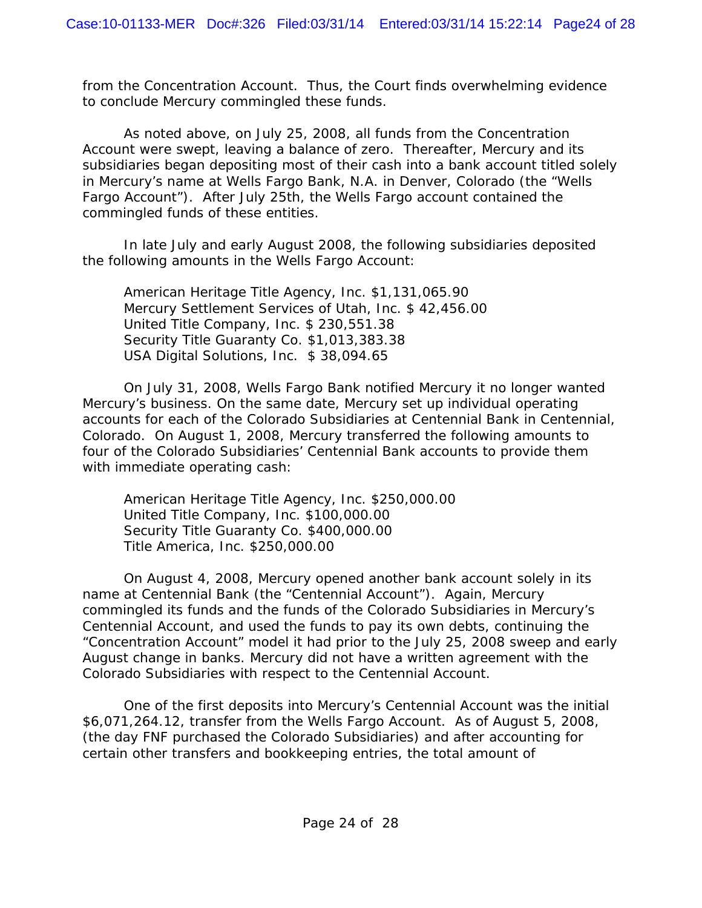from the Concentration Account. Thus, the Court finds overwhelming evidence to conclude Mercury commingled these funds.

As noted above, on July 25, 2008, all funds from the Concentration Account were swept, leaving a balance of zero. Thereafter, Mercury and its subsidiaries began depositing most of their cash into a bank account titled solely in Mercury's name at Wells Fargo Bank, N.A. in Denver, Colorado (the "Wells Fargo Account"). After July 25th, the Wells Fargo account contained the commingled funds of these entities.

In late July and early August 2008, the following subsidiaries deposited the following amounts in the Wells Fargo Account:

American Heritage Title Agency, Inc. $1,131,065.90
Mercury Settlement Services of Utah, Inc. $ 42,456.00
United Title Company, Inc. $ 230,551.38
Security Title Guaranty Co. $1,013,383.38
USA Digital Solutions, Inc. $ 38,094.65

On July 31, 2008, Wells Fargo Bank notified Mercury it no longer wanted Mercury's business. On the same date, Mercury set up individual operating accounts for each of the Colorado Subsidiaries at Centennial Bank in Centennial, Colorado. On August 1, 2008, Mercury transferred the following amounts to four of the Colorado Subsidiaries' Centennial Bank accounts to provide them with immediate operating cash:

American Heritage Title Agency, Inc. $250,000.00
United Title Company, Inc. $100,000.00
Security Title Guaranty Co. $400,000.00
Title America, Inc. $250,000.00

On August 4, 2008, Mercury opened another bank account solely in its name at Centennial Bank (the "Centennial Account"). Again, Mercury commingled its funds and the funds of the Colorado Subsidiaries in Mercury's Centennial Account, and used the funds to pay its own debts, continuing the "Concentration Account" model it had prior to the July 25, 2008 sweep and early August change in banks. Mercury did not have a written agreement with the Colorado Subsidiaries with respect to the Centennial Account.

One of the first deposits into Mercury's Centennial Account was the initial $6,071,264.12, transfer from the Wells Fargo Account. As of August 5, 2008, (the day FNF purchased the Colorado Subsidiaries) and after accounting for certain other transfers and bookkeeping entries, the total amount of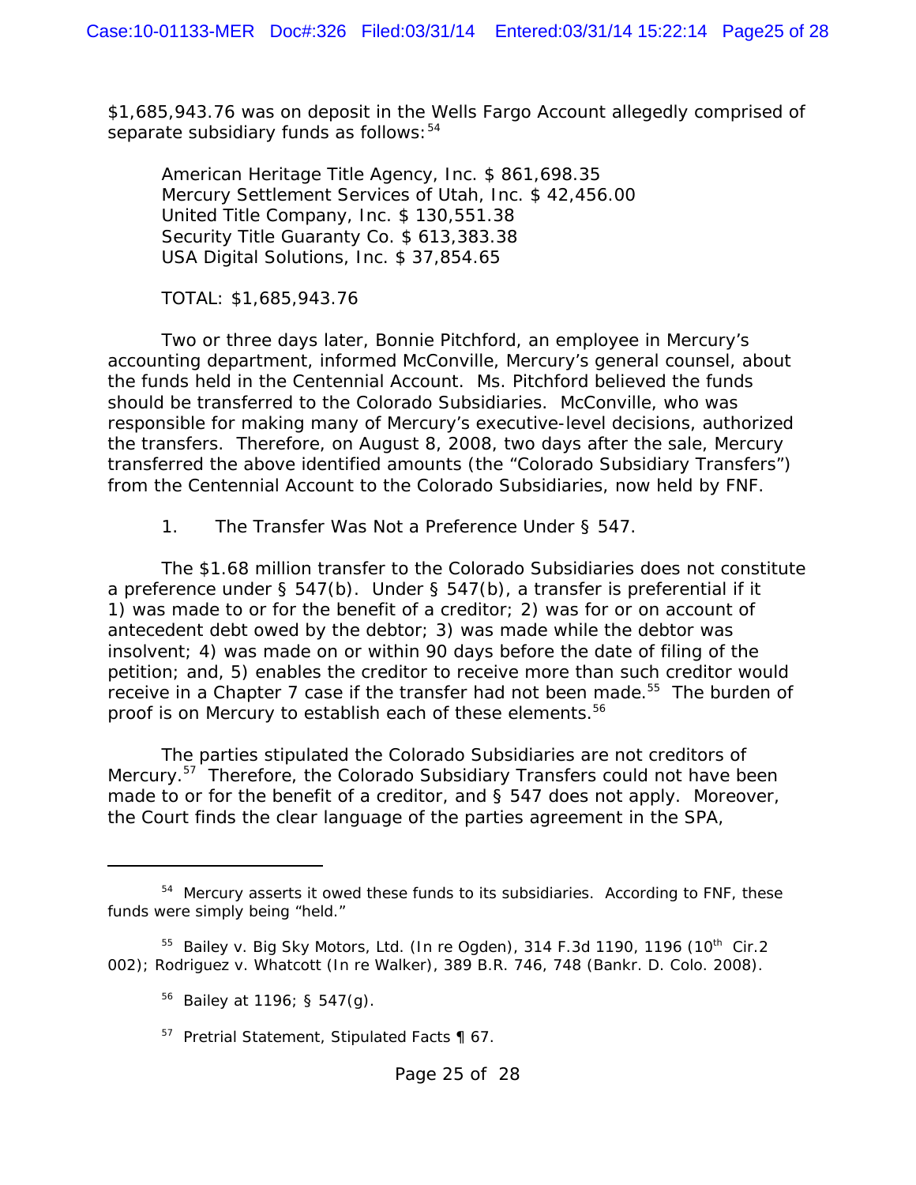$1,685,943.76 was on deposit in the Wells Fargo Account allegedly comprised of separate subsidiary funds as follows:[54]

American Heritage Title Agency, Inc. $ 861,698.35
Mercury Settlement Services of Utah, Inc. $ 42,456.00
United Title Company, Inc. $ 130,551.38
Security Title Guaranty Co. $ 613,383.38
USA Digital Solutions, Inc. $ 37,854.65

TOTAL: $1,685,943.76

Two or three days later, Bonnie Pitchford, an employee in Mercury's accounting department, informed McConville, Mercury's general counsel, about the funds held in the Centennial Account. Ms. Pitchford believed the funds should be transferred to the Colorado Subsidiaries. McConville, who was responsible for making many of Mercury's executive-level decisions, authorized the transfers. Therefore, on August 8, 2008, two days after the sale, Mercury transferred the above identified amounts (the "Colorado Subsidiary Transfers") from the Centennial Account to the Colorado Subsidiaries, now held by FNF.

1. The Transfer Was Not a Preference Under § 547.

The $1.68 million transfer to the Colorado Subsidiaries does not constitute a preference under § 547(b). Under § 547(b), a transfer is preferential if it 1) was made to or for the benefit of a creditor; 2) was for or on account of antecedent debt owed by the debtor; 3) was made while the debtor was insolvent; 4) was made on or within 90 days before the date of filing of the petition; and, 5) enables the creditor to receive more than such creditor would receive in a Chapter 7 case if the transfer had not been made.[55] The burden of proof is on Mercury to establish each of these elements.[56]

The parties stipulated the Colorado Subsidiaries are not creditors of Mercury.[57] Therefore, the Colorado Subsidiary Transfers could not have been made to or for the benefit of a creditor, and § 547 does not apply. Moreover, the Court finds the clear language of the parties agreement in the SPA,

---

[54] Mercury asserts it owed these funds to its subsidiaries. According to FNF, these funds were simply being "held."

[55] Bailey v. Big Sky Motors, Ltd. (In re Ogden), 314 F.3d 1190, 1196 (10th Cir.2 002); Rodriguez v. Whatcott (In re Walker), 389 B.R. 746, 748 (Bankr. D. Colo. 2008).

[56] Bailey at 1196; § 547(g).

[57] Pretrial Statement, Stipulated Facts ¶ 67.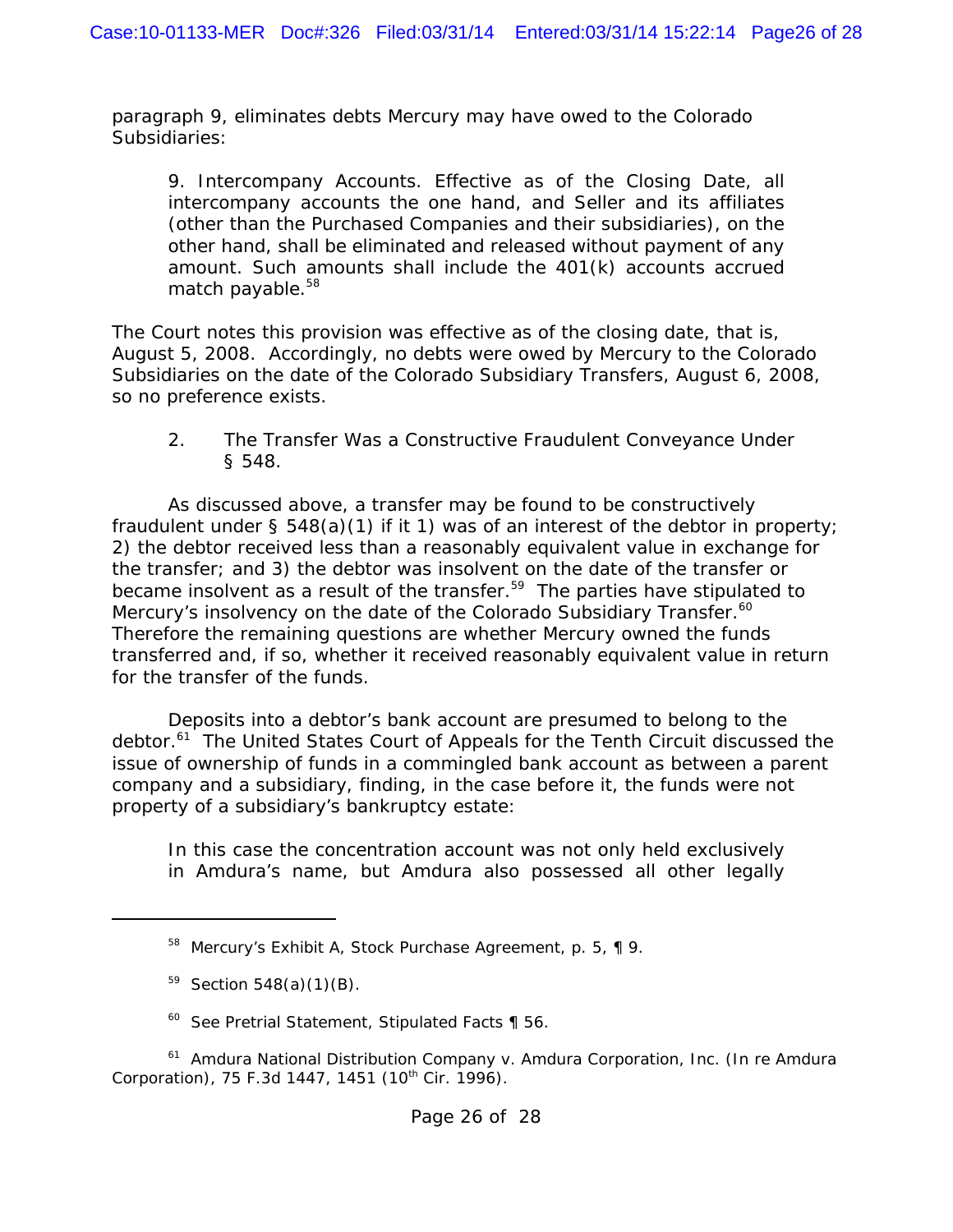paragraph 9, eliminates debts Mercury may have owed to the Colorado Subsidiaries:

> 9. Intercompany Accounts. Effective as of the Closing Date, all intercompany accounts the one hand, and Seller and its affiliates (other than the Purchased Companies and their subsidiaries), on the other hand, shall be eliminated and released without payment of any amount. Such amounts shall include the 401(k) accounts accrued match payable.[58]

The Court notes this provision was effective as of the closing date, that is, August 5, 2008. Accordingly, no debts were owed by Mercury to the Colorado Subsidiaries on the date of the Colorado Subsidiary Transfers, August 6, 2008, so no preference exists.

2. The Transfer Was a Constructive Fraudulent Conveyance Under § 548.

As discussed above, a transfer may be found to be constructively fraudulent under § 548(a)(1) if it 1) was of an interest of the debtor in property; 2) the debtor received less than a reasonably equivalent value in exchange for the transfer; and 3) the debtor was insolvent on the date of the transfer or became insolvent as a result of the transfer.[59] The parties have stipulated to Mercury's insolvency on the date of the Colorado Subsidiary Transfer.[60] Therefore the remaining questions are whether Mercury owned the funds transferred and, if so, whether it received reasonably equivalent value in return for the transfer of the funds.

Deposits into a debtor's bank account are presumed to belong to the debtor.[61] The United States Court of Appeals for the Tenth Circuit discussed the issue of ownership of funds in a commingled bank account as between a parent company and a subsidiary, finding, in the case before it, the funds were not property of a subsidiary's bankruptcy estate:

> In this case the concentration account was not only held exclusively in Amdura's name, but Amdura also possessed all other legally

---

[58] Mercury's Exhibit A, Stock Purchase Agreement, p. 5, ¶ 9.

[59] Section 548(a)(1)(B).

[60] See Pretrial Statement, Stipulated Facts ¶ 56.

[61] Amdura National Distribution Company v. Amdura Corporation, Inc. (In re Amdura Corporation), 75 F.3d 1447, 1451 (10th Cir. 1996).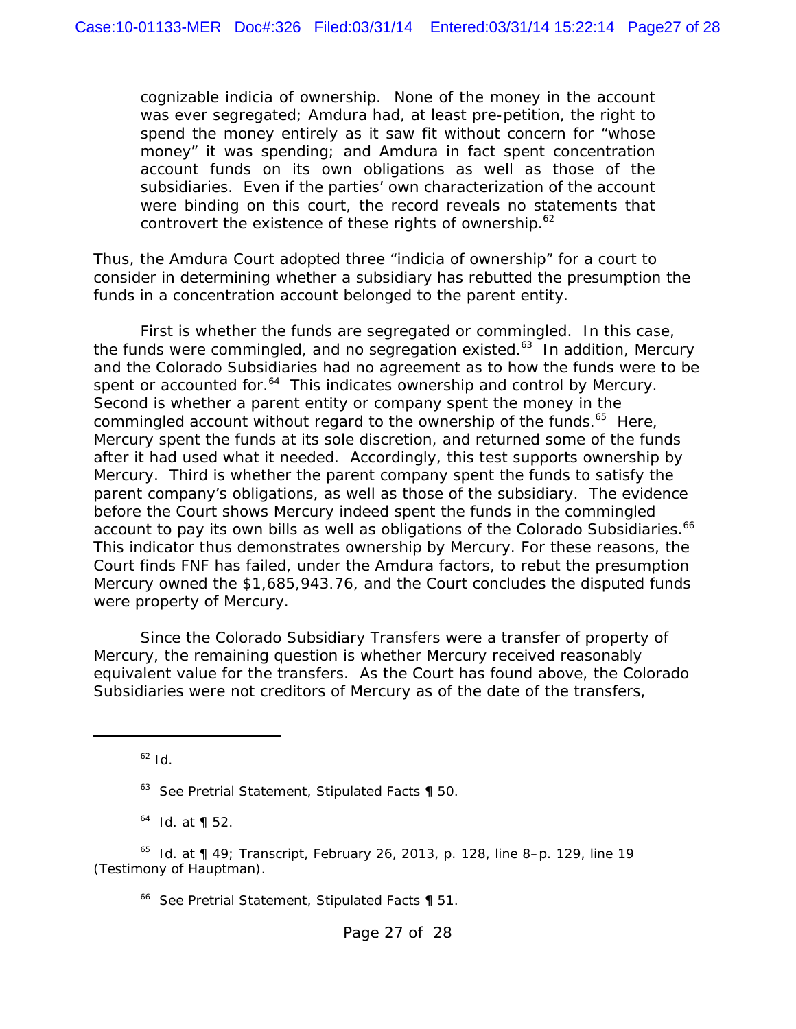> cognizable indicia of ownership. None of the money in the account was ever segregated; Amdura had, at least pre-petition, the right to spend the money entirely as it saw fit without concern for "whose money" it was spending; and Amdura in fact spent concentration account funds on its own obligations as well as those of the subsidiaries. Even if the parties' own characterization of the account were binding on this court, the record reveals no statements that controvert the existence of these rights of ownership.[62]

Thus, the Amdura Court adopted three "indicia of ownership" for a court to consider in determining whether a subsidiary has rebutted the presumption the funds in a concentration account belonged to the parent entity.

First is whether the funds are segregated or commingled. In this case, the funds were commingled, and no segregation existed.[63] In addition, Mercury and the Colorado Subsidiaries had no agreement as to how the funds were to be spent or accounted for.[64] This indicates ownership and control by Mercury. Second is whether a parent entity or company spent the money in the commingled account without regard to the ownership of the funds.[65] Here, Mercury spent the funds at its sole discretion, and returned some of the funds after it had used what it needed. Accordingly, this test supports ownership by Mercury. Third is whether the parent company spent the funds to satisfy the parent company's obligations, as well as those of the subsidiary. The evidence before the Court shows Mercury indeed spent the funds in the commingled account to pay its own bills as well as obligations of the Colorado Subsidiaries.[66] This indicator thus demonstrates ownership by Mercury. For these reasons, the Court finds FNF has failed, under the Amdura factors, to rebut the presumption Mercury owned the $1,685,943.76, and the Court concludes the disputed funds were property of Mercury.

Since the Colorado Subsidiary Transfers were a transfer of property of Mercury, the remaining question is whether Mercury received reasonably equivalent value for the transfers. As the Court has found above, the Colorado Subsidiaries were not creditors of Mercury as of the date of the transfers,

---

[62] *Id.*

[63] *See* Pretrial Statement, Stipulated Facts ¶ 50.

[64] *Id.* at ¶ 52.

[65] *Id.* at ¶ 49; Transcript, February 26, 2013, p. 128, line 8–p. 129, line 19 (Testimony of Hauptman).

[66] *See* Pretrial Statement, Stipulated Facts ¶ 51.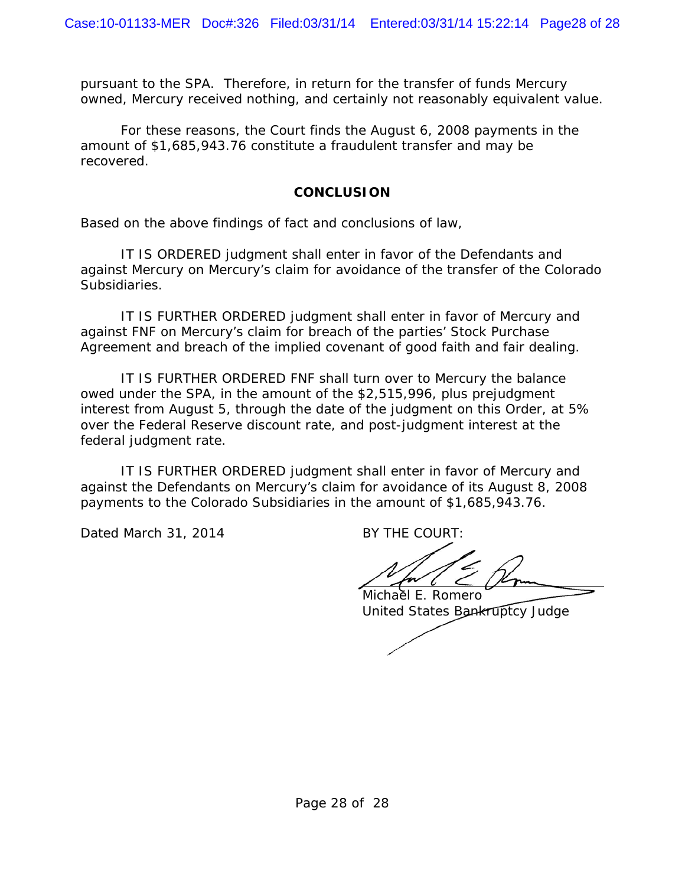pursuant to the SPA. Therefore, in return for the transfer of funds Mercury owned, Mercury received nothing, and certainly not reasonably equivalent value.

For these reasons, the Court finds the August 6, 2008 payments in the amount of $1,685,943.76 constitute a fraudulent transfer and may be recovered.

## CONCLUSION

Based on the above findings of fact and conclusions of law,

IT IS ORDERED judgment shall enter in favor of the Defendants and against Mercury on Mercury's claim for avoidance of the transfer of the Colorado Subsidiaries.

IT IS FURTHER ORDERED judgment shall enter in favor of Mercury and against FNF on Mercury's claim for breach of the parties' Stock Purchase Agreement and breach of the implied covenant of good faith and fair dealing.

IT IS FURTHER ORDERED FNF shall turn over to Mercury the balance owed under the SPA, in the amount of the $2,515,996, plus prejudgment interest from August 5, through the date of the judgment on this Order, at 5% over the Federal Reserve discount rate, and post-judgment interest at the federal judgment rate.

IT IS FURTHER ORDERED judgment shall enter in favor of Mercury and against the Defendants on Mercury's claim for avoidance of its August 8, 2008 payments to the Colorado Subsidiaries in the amount of $1,685,943.76.

Dated March 31, 2014

BY THE COURT:

Michael E. Romero
United States Bankruptcy Judge